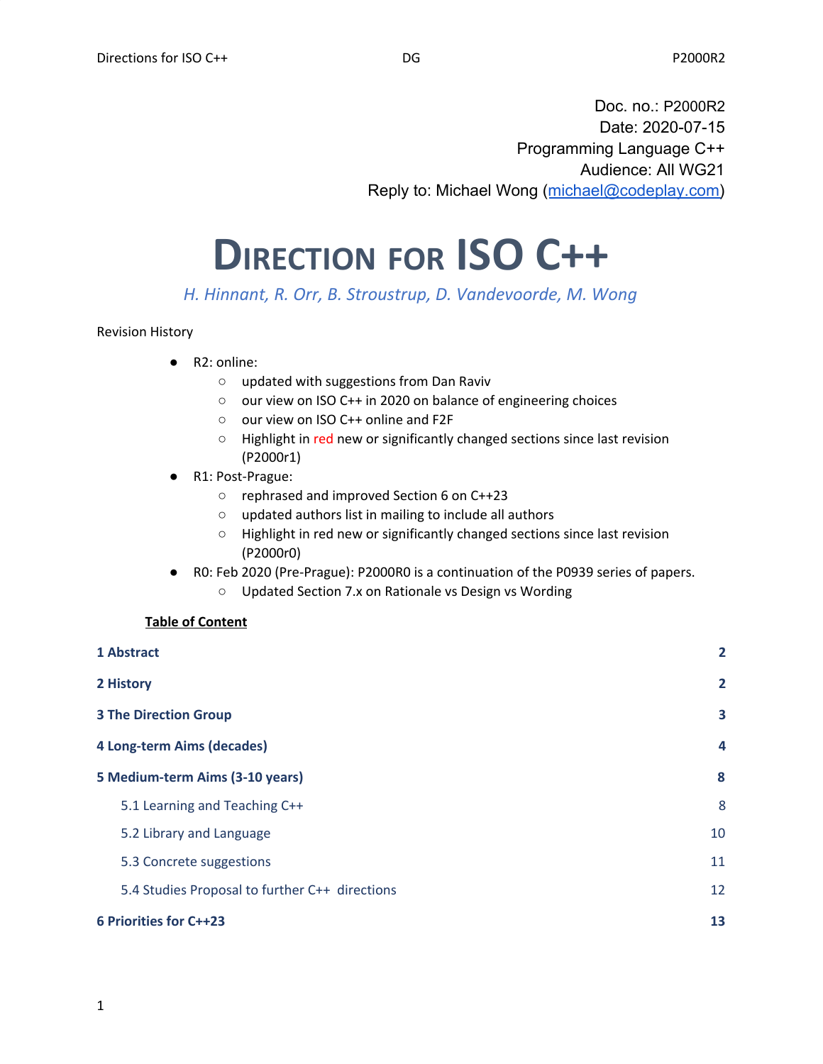Doc. no.: P2000R2
Date: 2020-07-15
Programming Language C++
Audience: All WG21
Reply to: Michael Wong (michael@codeplay.com)

# DIRECTION FOR ISO C++

*H. Hinnant, R. Orr, B. Stroustrup, D. Vandevoorde, M. Wong*

Revision History

- R2: online:
  - updated with suggestions from Dan Raviv
  - our view on ISO C++ in 2020 on balance of engineering choices
  - our view on ISO C++ online and F2F
  - Highlight in red new or significantly changed sections since last revision (P2000r1)
- R1: Post-Prague:
  - rephrased and improved Section 6 on C++23
  - updated authors list in mailing to include all authors
  - Highlight in red new or significantly changed sections since last revision (P2000r0)
- R0: Feb 2020 (Pre-Prague): P2000R0 is a continuation of the P0939 series of papers.
  - Updated Section 7.x on Rationale vs Design vs Wording

**Table of Content**

| | |
|---|---|
| **1 Abstract** | **2** |
| **2 History** | **2** |
| **3 The Direction Group** | **3** |
| **4 Long-term Aims (decades)** | **4** |
| **5 Medium-term Aims (3-10 years)** | **8** |
| 5.1 Learning and Teaching C++ | 8 |
| 5.2 Library and Language | 10 |
| 5.3 Concrete suggestions | 11 |
| 5.4 Studies Proposal to further C++ directions | 12 |
| **6 Priorities for C++23** | **13** |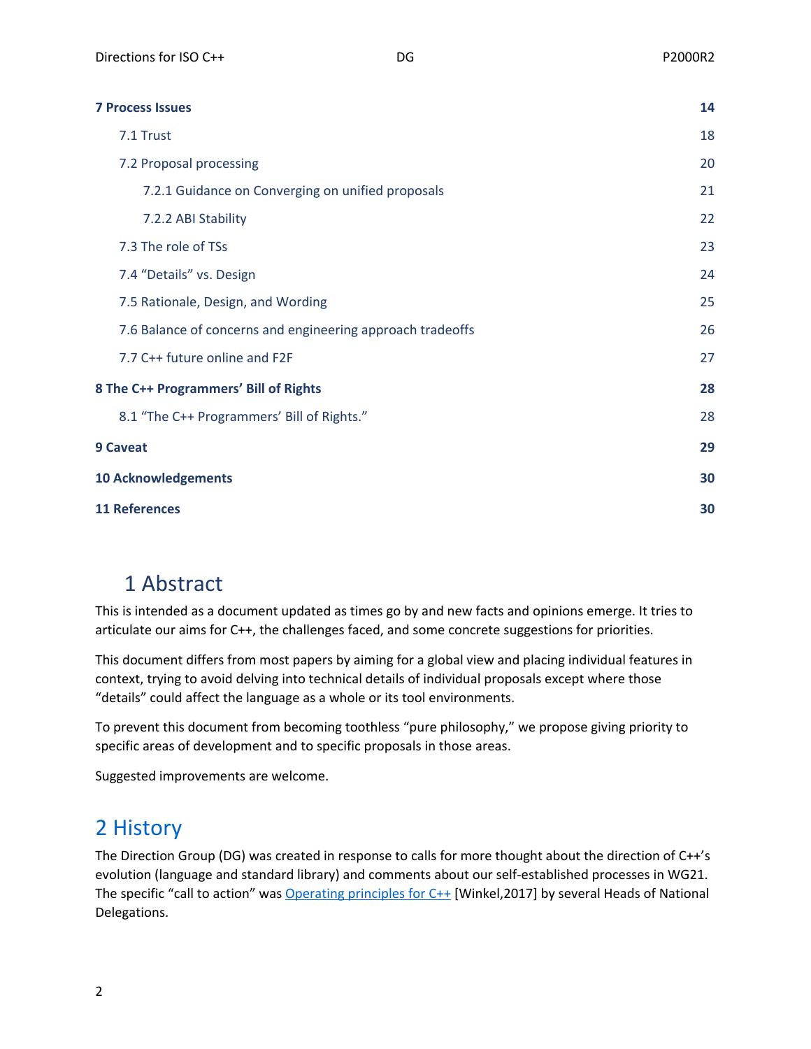| | |
|---|---|
| **7 Process Issues** | **14** |
| 7.1 Trust | 18 |
| 7.2 Proposal processing | 20 |
| 7.2.1 Guidance on Converging on unified proposals | 21 |
| 7.2.2 ABI Stability | 22 |
| 7.3 The role of TSs | 23 |
| 7.4 “Details” vs. Design | 24 |
| 7.5 Rationale, Design, and Wording | 25 |
| 7.6 Balance of concerns and engineering approach tradeoffs | 26 |
| 7.7 C++ future online and F2F | 27 |
| **8 The C++ Programmers’ Bill of Rights** | **28** |
| 8.1 “The C++ Programmers’ Bill of Rights.” | 28 |
| **9 Caveat** | **29** |
| **10 Acknowledgements** | **30** |
| **11 References** | **30** |

# 1 Abstract

This is intended as a document updated as times go by and new facts and opinions emerge. It tries to articulate our aims for C++, the challenges faced, and some concrete suggestions for priorities.

This document differs from most papers by aiming for a global view and placing individual features in context, trying to avoid delving into technical details of individual proposals except where those “details” could affect the language as a whole or its tool environments.

To prevent this document from becoming toothless “pure philosophy,” we propose giving priority to specific areas of development and to specific proposals in those areas.

Suggested improvements are welcome.

# 2 History

The Direction Group (DG) was created in response to calls for more thought about the direction of C++’s evolution (language and standard library) and comments about our self-established processes in WG21. The specific “call to action” was Operating principles for C++ [Winkel,2017] by several Heads of National Delegations.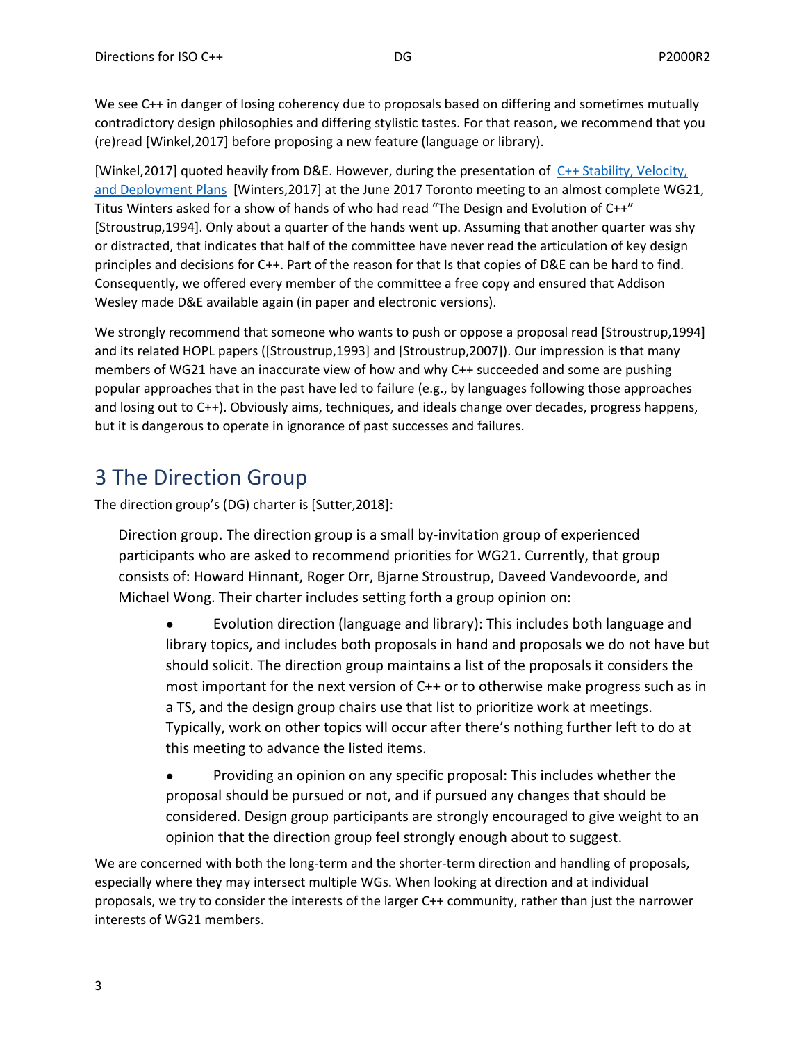We see C++ in danger of losing coherency due to proposals based on differing and sometimes mutually contradictory design philosophies and differing stylistic tastes. For that reason, we recommend that you (re)read [Winkel,2017] before proposing a new feature (language or library).

[Winkel,2017] quoted heavily from D&E. However, during the presentation of [C++ Stability, Velocity, and Deployment Plans](#) [Winters,2017] at the June 2017 Toronto meeting to an almost complete WG21, Titus Winters asked for a show of hands of who had read "The Design and Evolution of C++" [Stroustrup,1994]. Only about a quarter of the hands went up. Assuming that another quarter was shy or distracted, that indicates that half of the committee have never read the articulation of key design principles and decisions for C++. Part of the reason for that Is that copies of D&E can be hard to find. Consequently, we offered every member of the committee a free copy and ensured that Addison Wesley made D&E available again (in paper and electronic versions).

We strongly recommend that someone who wants to push or oppose a proposal read [Stroustrup,1994] and its related HOPL papers ([Stroustrup,1993] and [Stroustrup,2007]). Our impression is that many members of WG21 have an inaccurate view of how and why C++ succeeded and some are pushing popular approaches that in the past have led to failure (e.g., by languages following those approaches and losing out to C++). Obviously aims, techniques, and ideals change over decades, progress happens, but it is dangerous to operate in ignorance of past successes and failures.

# 3 The Direction Group

The direction group's (DG) charter is [Sutter,2018]:

> Direction group. The direction group is a small by-invitation group of experienced participants who are asked to recommend priorities for WG21. Currently, that group consists of: Howard Hinnant, Roger Orr, Bjarne Stroustrup, Daveed Vandevoorde, and Michael Wong. Their charter includes setting forth a group opinion on:
>
> - Evolution direction (language and library): This includes both language and library topics, and includes both proposals in hand and proposals we do not have but should solicit. The direction group maintains a list of the proposals it considers the most important for the next version of C++ or to otherwise make progress such as in a TS, and the design group chairs use that list to prioritize work at meetings. Typically, work on other topics will occur after there's nothing further left to do at this meeting to advance the listed items.
> - Providing an opinion on any specific proposal: This includes whether the proposal should be pursued or not, and if pursued any changes that should be considered. Design group participants are strongly encouraged to give weight to an opinion that the direction group feel strongly enough about to suggest.

We are concerned with both the long-term and the shorter-term direction and handling of proposals, especially where they may intersect multiple WGs. When looking at direction and at individual proposals, we try to consider the interests of the larger C++ community, rather than just the narrower interests of WG21 members.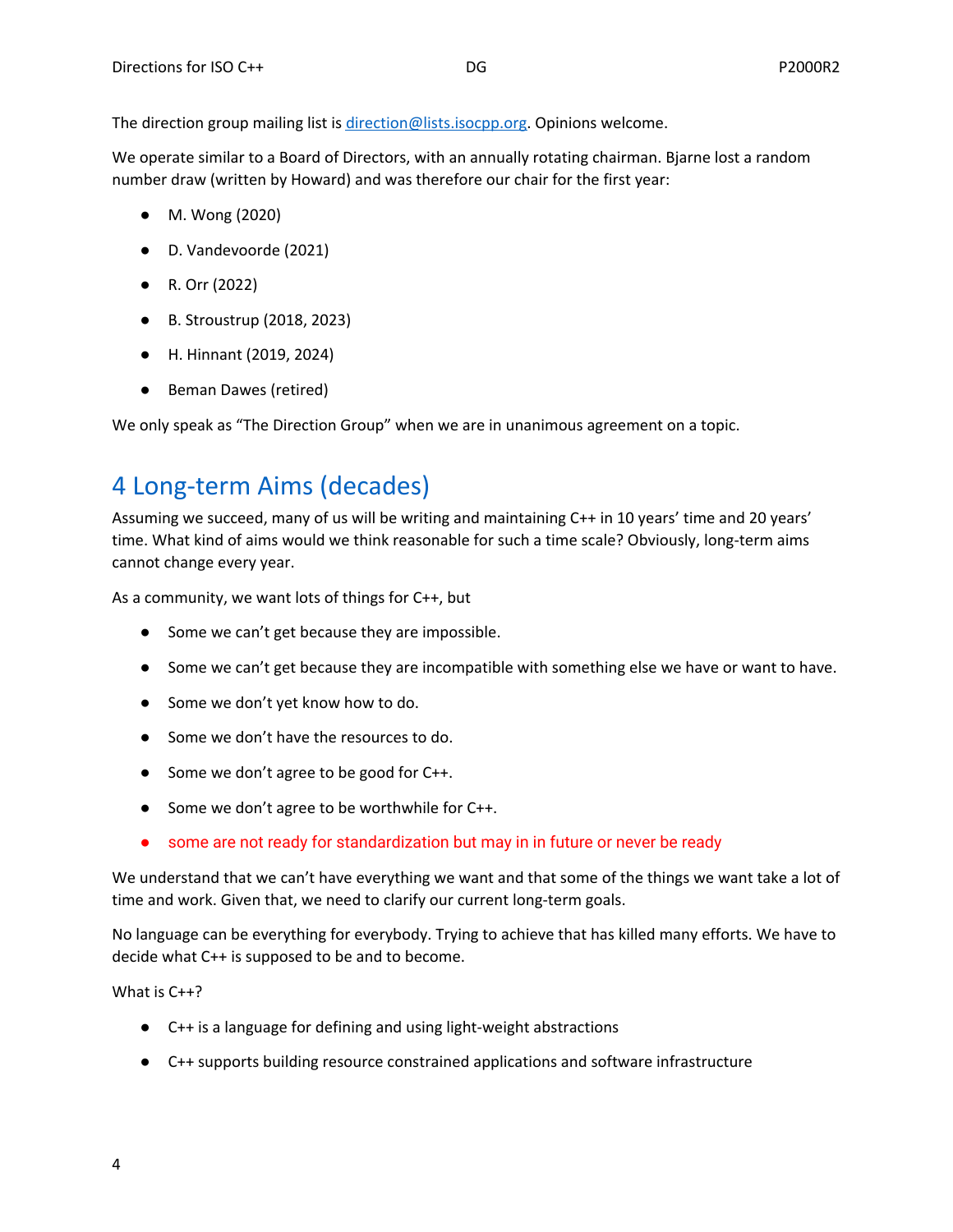The direction group mailing list is direction@lists.isocpp.org. Opinions welcome.

We operate similar to a Board of Directors, with an annually rotating chairman. Bjarne lost a random number draw (written by Howard) and was therefore our chair for the first year:

- M. Wong (2020)
- D. Vandevoorde (2021)
- R. Orr (2022)
- B. Stroustrup (2018, 2023)
- H. Hinnant (2019, 2024)
- Beman Dawes (retired)

We only speak as "The Direction Group" when we are in unanimous agreement on a topic.

# 4 Long-term Aims (decades)

Assuming we succeed, many of us will be writing and maintaining C++ in 10 years' time and 20 years' time. What kind of aims would we think reasonable for such a time scale? Obviously, long-term aims cannot change every year.

As a community, we want lots of things for C++, but

- Some we can't get because they are impossible.
- Some we can't get because they are incompatible with something else we have or want to have.
- Some we don't yet know how to do.
- Some we don't have the resources to do.
- Some we don't agree to be good for C++.
- Some we don't agree to be worthwhile for C++.
- some are not ready for standardization but may in in future or never be ready

We understand that we can't have everything we want and that some of the things we want take a lot of time and work. Given that, we need to clarify our current long-term goals.

No language can be everything for everybody. Trying to achieve that has killed many efforts. We have to decide what C++ is supposed to be and to become.

What is C++?

- C++ is a language for defining and using light-weight abstractions
- C++ supports building resource constrained applications and software infrastructure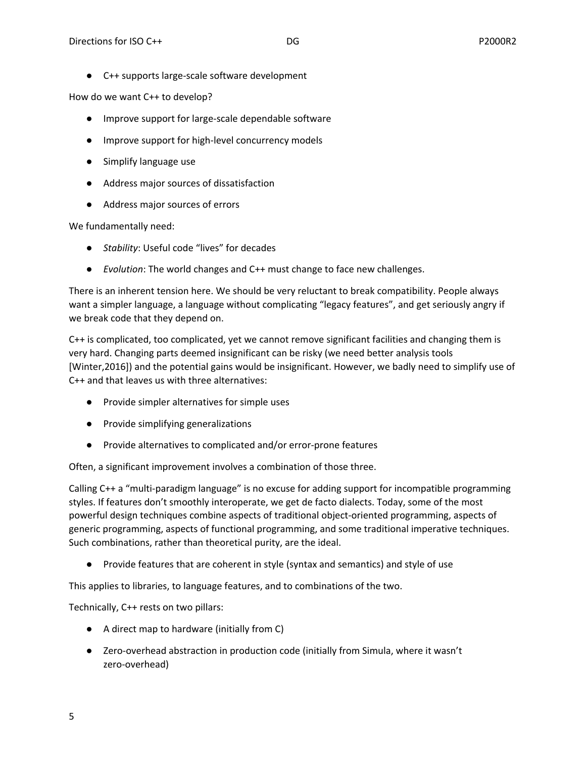- C++ supports large-scale software development

How do we want C++ to develop?

- Improve support for large-scale dependable software
- Improve support for high-level concurrency models
- Simplify language use
- Address major sources of dissatisfaction
- Address major sources of errors

We fundamentally need:

- *Stability*: Useful code "lives" for decades
- *Evolution*: The world changes and C++ must change to face new challenges.

There is an inherent tension here. We should be very reluctant to break compatibility. People always want a simpler language, a language without complicating "legacy features", and get seriously angry if we break code that they depend on.

C++ is complicated, too complicated, yet we cannot remove significant facilities and changing them is very hard. Changing parts deemed insignificant can be risky (we need better analysis tools [Winter,2016]) and the potential gains would be insignificant. However, we badly need to simplify use of C++ and that leaves us with three alternatives:

- Provide simpler alternatives for simple uses
- Provide simplifying generalizations
- Provide alternatives to complicated and/or error-prone features

Often, a significant improvement involves a combination of those three.

Calling C++ a "multi-paradigm language" is no excuse for adding support for incompatible programming styles. If features don't smoothly interoperate, we get de facto dialects. Today, some of the most powerful design techniques combine aspects of traditional object-oriented programming, aspects of generic programming, aspects of functional programming, and some traditional imperative techniques. Such combinations, rather than theoretical purity, are the ideal.

- Provide features that are coherent in style (syntax and semantics) and style of use

This applies to libraries, to language features, and to combinations of the two.

Technically, C++ rests on two pillars:

- A direct map to hardware (initially from C)
- Zero-overhead abstraction in production code (initially from Simula, where it wasn't zero-overhead)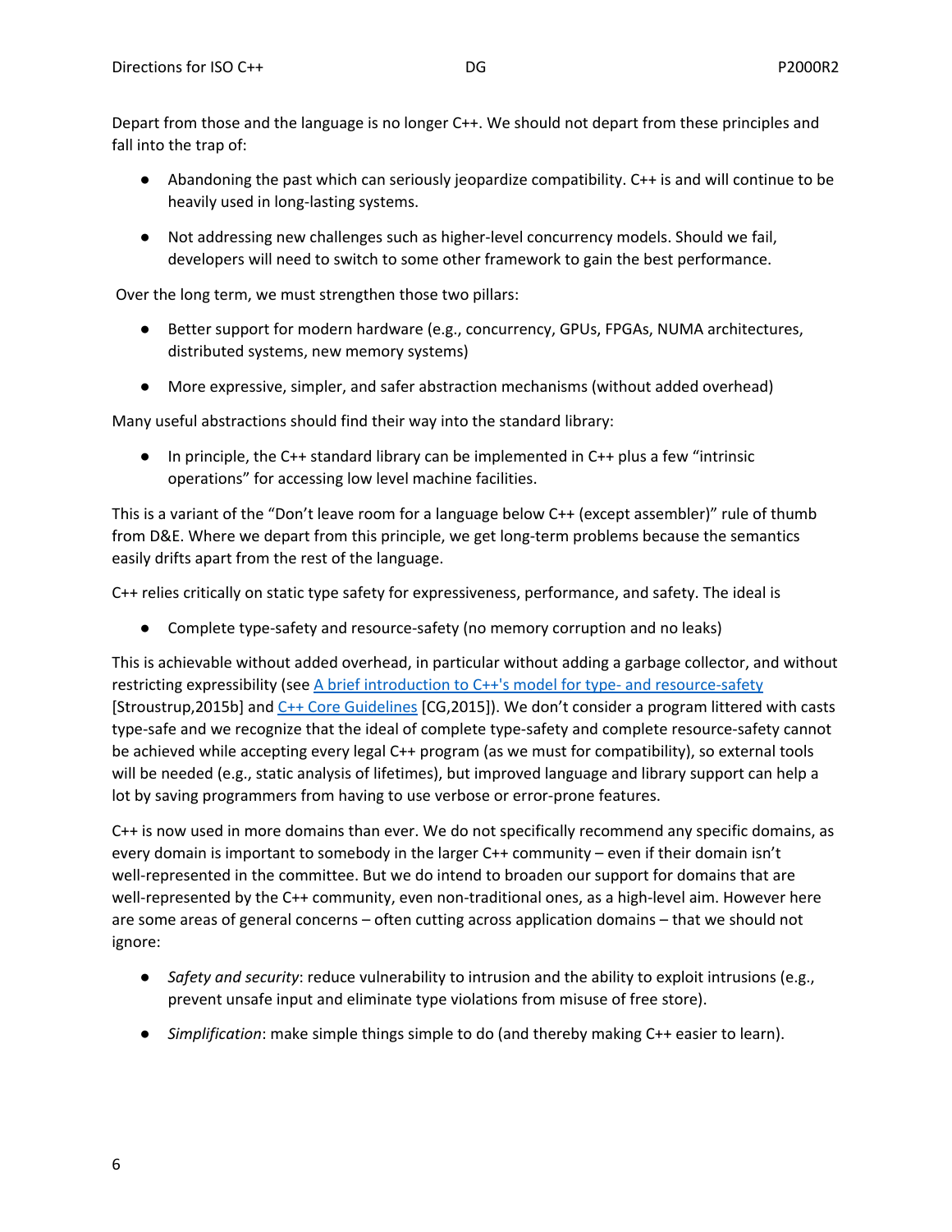Depart from those and the language is no longer C++. We should not depart from these principles and fall into the trap of:

- Abandoning the past which can seriously jeopardize compatibility. C++ is and will continue to be heavily used in long-lasting systems.
- Not addressing new challenges such as higher-level concurrency models. Should we fail, developers will need to switch to some other framework to gain the best performance.

Over the long term, we must strengthen those two pillars:

- Better support for modern hardware (e.g., concurrency, GPUs, FPGAs, NUMA architectures, distributed systems, new memory systems)
- More expressive, simpler, and safer abstraction mechanisms (without added overhead)

Many useful abstractions should find their way into the standard library:

- In principle, the C++ standard library can be implemented in C++ plus a few "intrinsic operations" for accessing low level machine facilities.

This is a variant of the "Don't leave room for a language below C++ (except assembler)" rule of thumb from D&E. Where we depart from this principle, we get long-term problems because the semantics easily drifts apart from the rest of the language.

C++ relies critically on static type safety for expressiveness, performance, and safety. The ideal is

- Complete type-safety and resource-safety (no memory corruption and no leaks)

This is achievable without added overhead, in particular without adding a garbage collector, and without restricting expressibility (see [A brief introduction to C++'s model for type- and resource-safety] [Stroustrup,2015b] and [C++ Core Guidelines] [CG,2015]). We don't consider a program littered with casts type-safe and we recognize that the ideal of complete type-safety and complete resource-safety cannot be achieved while accepting every legal C++ program (as we must for compatibility), so external tools will be needed (e.g., static analysis of lifetimes), but improved language and library support can help a lot by saving programmers from having to use verbose or error-prone features.

C++ is now used in more domains than ever. We do not specifically recommend any specific domains, as every domain is important to somebody in the larger C++ community – even if their domain isn't well-represented in the committee. But we do intend to broaden our support for domains that are well-represented by the C++ community, even non-traditional ones, as a high-level aim. However here are some areas of general concerns – often cutting across application domains – that we should not ignore:

- *Safety and security*: reduce vulnerability to intrusion and the ability to exploit intrusions (e.g., prevent unsafe input and eliminate type violations from misuse of free store).
- *Simplification*: make simple things simple to do (and thereby making C++ easier to learn).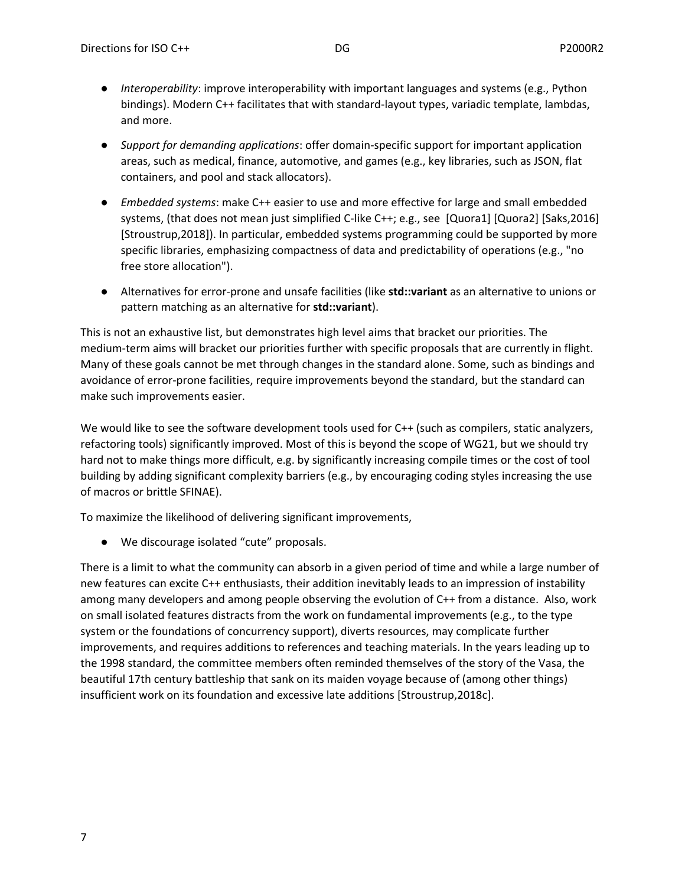- *Interoperability*: improve interoperability with important languages and systems (e.g., Python bindings). Modern C++ facilitates that with standard-layout types, variadic template, lambdas, and more.
- *Support for demanding applications*: offer domain-specific support for important application areas, such as medical, finance, automotive, and games (e.g., key libraries, such as JSON, flat containers, and pool and stack allocators).
- *Embedded systems*: make C++ easier to use and more effective for large and small embedded systems, (that does not mean just simplified C-like C++; e.g., see [Quora1] [Quora2] [Saks,2016] [Stroustrup,2018]). In particular, embedded systems programming could be supported by more specific libraries, emphasizing compactness of data and predictability of operations (e.g., "no free store allocation").
- Alternatives for error-prone and unsafe facilities (like **std::variant** as an alternative to unions or pattern matching as an alternative for **std::variant**).

This is not an exhaustive list, but demonstrates high level aims that bracket our priorities. The medium-term aims will bracket our priorities further with specific proposals that are currently in flight. Many of these goals cannot be met through changes in the standard alone. Some, such as bindings and avoidance of error-prone facilities, require improvements beyond the standard, but the standard can make such improvements easier.

We would like to see the software development tools used for C++ (such as compilers, static analyzers, refactoring tools) significantly improved. Most of this is beyond the scope of WG21, but we should try hard not to make things more difficult, e.g. by significantly increasing compile times or the cost of tool building by adding significant complexity barriers (e.g., by encouraging coding styles increasing the use of macros or brittle SFINAE).

To maximize the likelihood of delivering significant improvements,

- We discourage isolated "cute" proposals.

There is a limit to what the community can absorb in a given period of time and while a large number of new features can excite C++ enthusiasts, their addition inevitably leads to an impression of instability among many developers and among people observing the evolution of C++ from a distance. Also, work on small isolated features distracts from the work on fundamental improvements (e.g., to the type system or the foundations of concurrency support), diverts resources, may complicate further improvements, and requires additions to references and teaching materials. In the years leading up to the 1998 standard, the committee members often reminded themselves of the story of the Vasa, the beautiful 17th century battleship that sank on its maiden voyage because of (among other things) insufficient work on its foundation and excessive late additions [Stroustrup,2018c].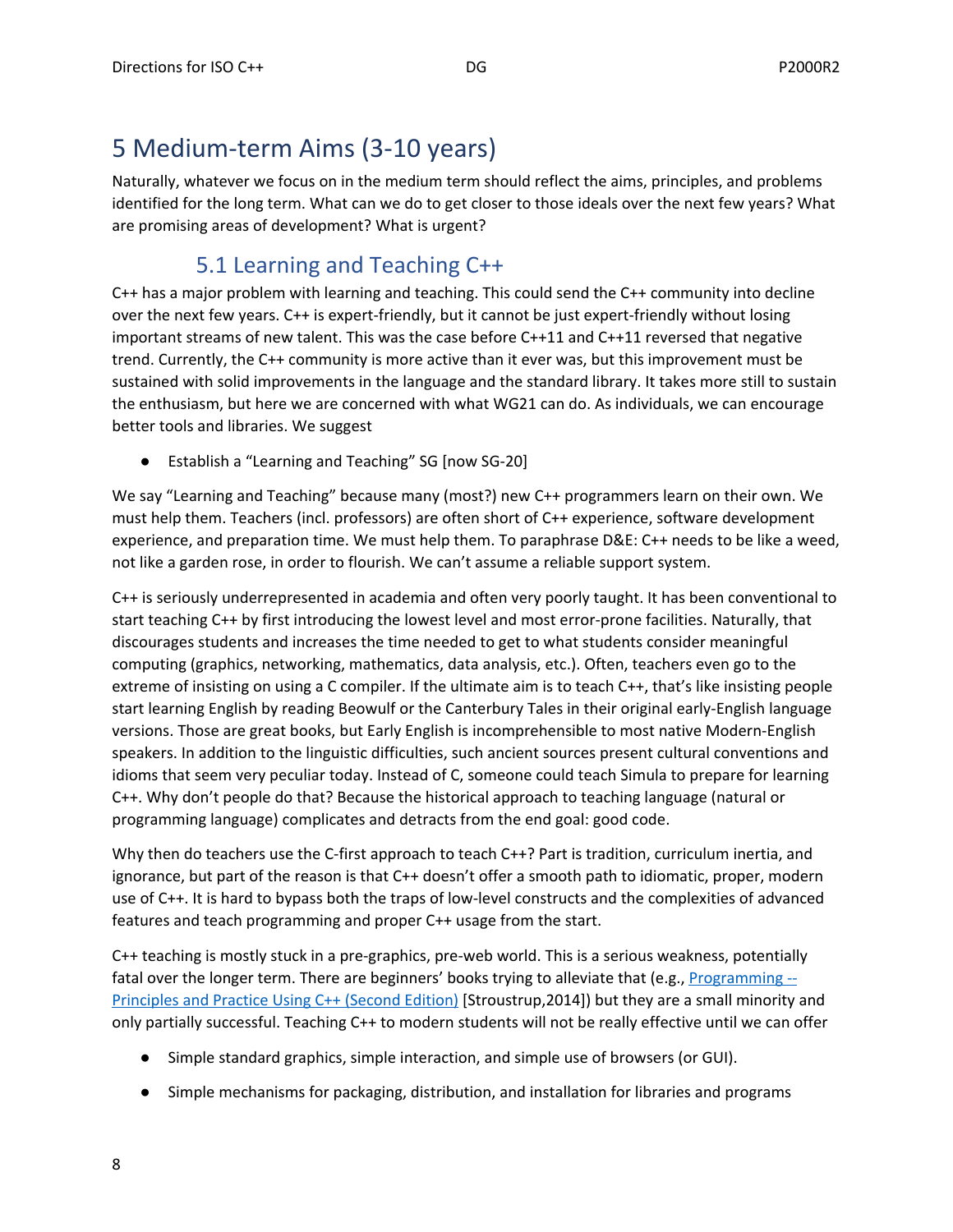# 5 Medium-term Aims (3-10 years)

Naturally, whatever we focus on in the medium term should reflect the aims, principles, and problems identified for the long term. What can we do to get closer to those ideals over the next few years? What are promising areas of development? What is urgent?

## 5.1 Learning and Teaching C++

C++ has a major problem with learning and teaching. This could send the C++ community into decline over the next few years. C++ is expert-friendly, but it cannot be just expert-friendly without losing important streams of new talent. This was the case before C++11 and C++11 reversed that negative trend. Currently, the C++ community is more active than it ever was, but this improvement must be sustained with solid improvements in the language and the standard library. It takes more still to sustain the enthusiasm, but here we are concerned with what WG21 can do. As individuals, we can encourage better tools and libraries. We suggest

- Establish a "Learning and Teaching" SG [now SG-20]

We say "Learning and Teaching" because many (most?) new C++ programmers learn on their own. We must help them. Teachers (incl. professors) are often short of C++ experience, software development experience, and preparation time. We must help them. To paraphrase D&E: C++ needs to be like a weed, not like a garden rose, in order to flourish. We can't assume a reliable support system.

C++ is seriously underrepresented in academia and often very poorly taught. It has been conventional to start teaching C++ by first introducing the lowest level and most error-prone facilities. Naturally, that discourages students and increases the time needed to get to what students consider meaningful computing (graphics, networking, mathematics, data analysis, etc.). Often, teachers even go to the extreme of insisting on using a C compiler. If the ultimate aim is to teach C++, that's like insisting people start learning English by reading Beowulf or the Canterbury Tales in their original early-English language versions. Those are great books, but Early English is incomprehensible to most native Modern-English speakers. In addition to the linguistic difficulties, such ancient sources present cultural conventions and idioms that seem very peculiar today. Instead of C, someone could teach Simula to prepare for learning C++. Why don't people do that? Because the historical approach to teaching language (natural or programming language) complicates and detracts from the end goal: good code.

Why then do teachers use the C-first approach to teach C++? Part is tradition, curriculum inertia, and ignorance, but part of the reason is that C++ doesn't offer a smooth path to idiomatic, proper, modern use of C++. It is hard to bypass both the traps of low-level constructs and the complexities of advanced features and teach programming and proper C++ usage from the start.

C++ teaching is mostly stuck in a pre-graphics, pre-web world. This is a serious weakness, potentially fatal over the longer term. There are beginners' books trying to alleviate that (e.g., Programming -- Principles and Practice Using C++ (Second Edition) [Stroustrup,2014]) but they are a small minority and only partially successful. Teaching C++ to modern students will not be really effective until we can offer

- Simple standard graphics, simple interaction, and simple use of browsers (or GUI).
- Simple mechanisms for packaging, distribution, and installation for libraries and programs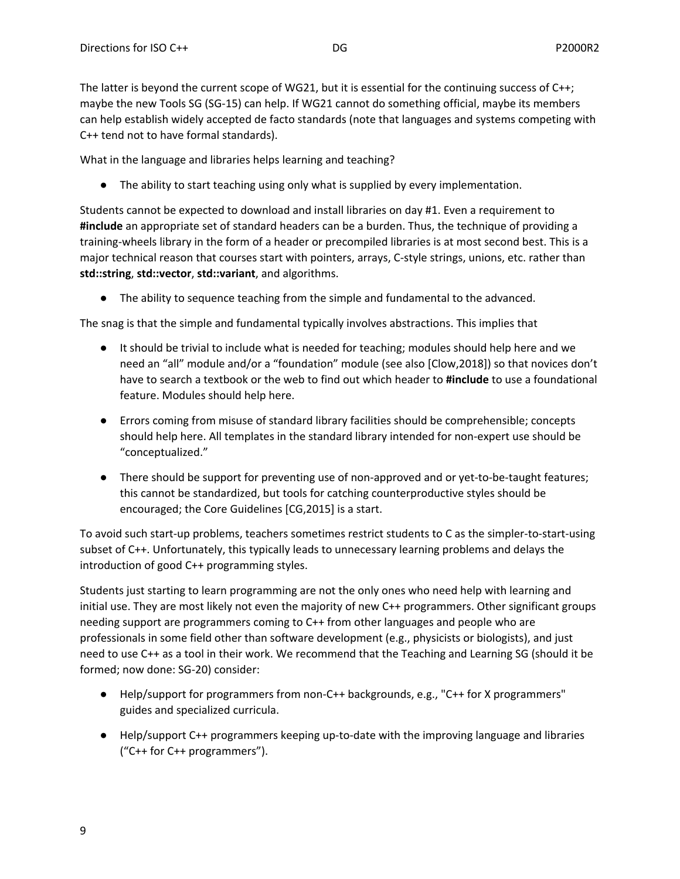The latter is beyond the current scope of WG21, but it is essential for the continuing success of C++; maybe the new Tools SG (SG-15) can help. If WG21 cannot do something official, maybe its members can help establish widely accepted de facto standards (note that languages and systems competing with C++ tend not to have formal standards).

What in the language and libraries helps learning and teaching?

- The ability to start teaching using only what is supplied by every implementation.

Students cannot be expected to download and install libraries on day #1. Even a requirement to **#include** an appropriate set of standard headers can be a burden. Thus, the technique of providing a training-wheels library in the form of a header or precompiled libraries is at most second best. This is a major technical reason that courses start with pointers, arrays, C-style strings, unions, etc. rather than **std::string**, **std::vector**, **std::variant**, and algorithms.

- The ability to sequence teaching from the simple and fundamental to the advanced.

The snag is that the simple and fundamental typically involves abstractions. This implies that

- It should be trivial to include what is needed for teaching; modules should help here and we need an "all" module and/or a "foundation" module (see also [Clow,2018]) so that novices don't have to search a textbook or the web to find out which header to **#include** to use a foundational feature. Modules should help here.
- Errors coming from misuse of standard library facilities should be comprehensible; concepts should help here. All templates in the standard library intended for non-expert use should be "conceptualized."
- There should be support for preventing use of non-approved and or yet-to-be-taught features; this cannot be standardized, but tools for catching counterproductive styles should be encouraged; the Core Guidelines [CG,2015] is a start.

To avoid such start-up problems, teachers sometimes restrict students to C as the simpler-to-start-using subset of C++. Unfortunately, this typically leads to unnecessary learning problems and delays the introduction of good C++ programming styles.

Students just starting to learn programming are not the only ones who need help with learning and initial use. They are most likely not even the majority of new C++ programmers. Other significant groups needing support are programmers coming to C++ from other languages and people who are professionals in some field other than software development (e.g., physicists or biologists), and just need to use C++ as a tool in their work. We recommend that the Teaching and Learning SG (should it be formed; now done: SG-20) consider:

- Help/support for programmers from non-C++ backgrounds, e.g., "C++ for X programmers" guides and specialized curricula.
- Help/support C++ programmers keeping up-to-date with the improving language and libraries ("C++ for C++ programmers").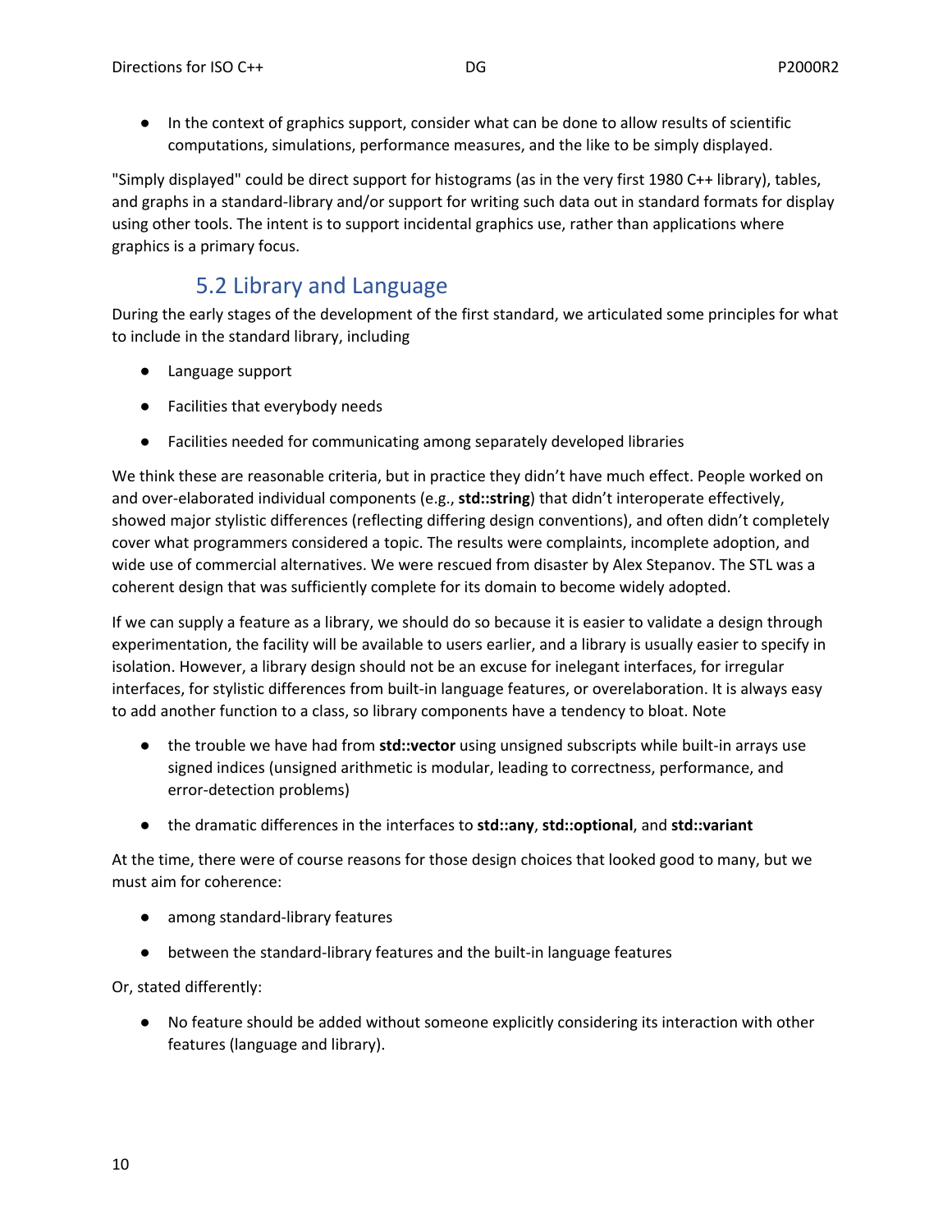- In the context of graphics support, consider what can be done to allow results of scientific computations, simulations, performance measures, and the like to be simply displayed.

"Simply displayed" could be direct support for histograms (as in the very first 1980 C++ library), tables, and graphs in a standard-library and/or support for writing such data out in standard formats for display using other tools. The intent is to support incidental graphics use, rather than applications where graphics is a primary focus.

## 5.2 Library and Language

During the early stages of the development of the first standard, we articulated some principles for what to include in the standard library, including

- Language support
- Facilities that everybody needs
- Facilities needed for communicating among separately developed libraries

We think these are reasonable criteria, but in practice they didn't have much effect. People worked on and over-elaborated individual components (e.g., **std::string**) that didn't interoperate effectively, showed major stylistic differences (reflecting differing design conventions), and often didn't completely cover what programmers considered a topic. The results were complaints, incomplete adoption, and wide use of commercial alternatives. We were rescued from disaster by Alex Stepanov. The STL was a coherent design that was sufficiently complete for its domain to become widely adopted.

If we can supply a feature as a library, we should do so because it is easier to validate a design through experimentation, the facility will be available to users earlier, and a library is usually easier to specify in isolation. However, a library design should not be an excuse for inelegant interfaces, for irregular interfaces, for stylistic differences from built-in language features, or overelaboration. It is always easy to add another function to a class, so library components have a tendency to bloat. Note

- the trouble we have had from **std::vector** using unsigned subscripts while built-in arrays use signed indices (unsigned arithmetic is modular, leading to correctness, performance, and error-detection problems)
- the dramatic differences in the interfaces to **std::any**, **std::optional**, and **std::variant**

At the time, there were of course reasons for those design choices that looked good to many, but we must aim for coherence:

- among standard-library features
- between the standard-library features and the built-in language features

Or, stated differently:

- No feature should be added without someone explicitly considering its interaction with other features (language and library).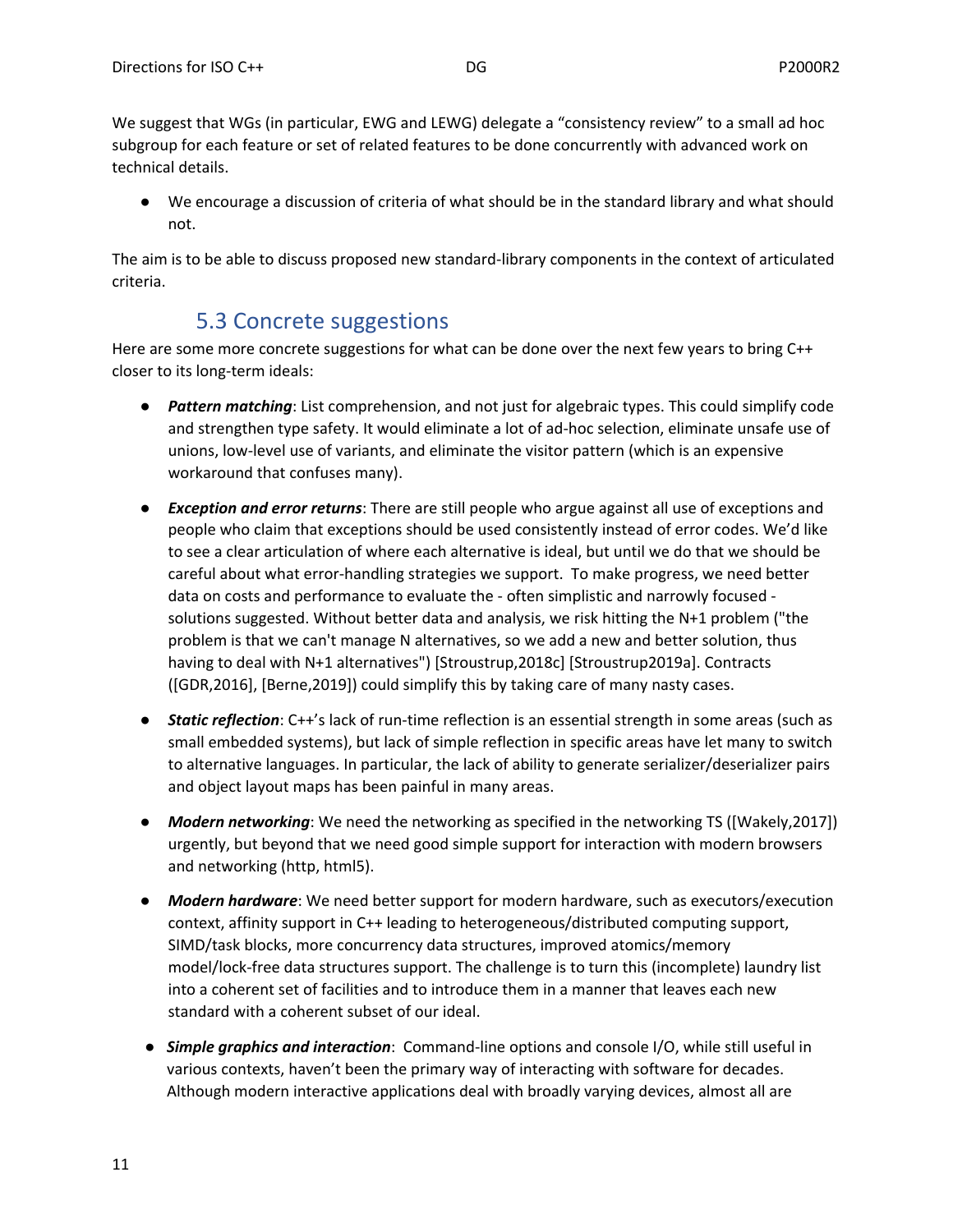We suggest that WGs (in particular, EWG and LEWG) delegate a "consistency review" to a small ad hoc subgroup for each feature or set of related features to be done concurrently with advanced work on technical details.

- We encourage a discussion of criteria of what should be in the standard library and what should not.

The aim is to be able to discuss proposed new standard-library components in the context of articulated criteria.

### 5.3 Concrete suggestions

Here are some more concrete suggestions for what can be done over the next few years to bring C++ closer to its long-term ideals:

- ***Pattern matching***: List comprehension, and not just for algebraic types. This could simplify code and strengthen type safety. It would eliminate a lot of ad-hoc selection, eliminate unsafe use of unions, low-level use of variants, and eliminate the visitor pattern (which is an expensive workaround that confuses many).

- ***Exception and error returns***: There are still people who argue against all use of exceptions and people who claim that exceptions should be used consistently instead of error codes. We'd like to see a clear articulation of where each alternative is ideal, but until we do that we should be careful about what error-handling strategies we support. To make progress, we need better data on costs and performance to evaluate the - often simplistic and narrowly focused - solutions suggested. Without better data and analysis, we risk hitting the N+1 problem ("the problem is that we can't manage N alternatives, so we add a new and better solution, thus having to deal with N+1 alternatives") [Stroustrup,2018c] [Stroustrup2019a]. Contracts ([GDR,2016], [Berne,2019]) could simplify this by taking care of many nasty cases.

- ***Static reflection***: C++'s lack of run-time reflection is an essential strength in some areas (such as small embedded systems), but lack of simple reflection in specific areas have let many to switch to alternative languages. In particular, the lack of ability to generate serializer/deserializer pairs and object layout maps has been painful in many areas.

- ***Modern networking***: We need the networking as specified in the networking TS ([Wakely,2017]) urgently, but beyond that we need good simple support for interaction with modern browsers and networking (http, html5).

- ***Modern hardware***: We need better support for modern hardware, such as executors/execution context, affinity support in C++ leading to heterogeneous/distributed computing support, SIMD/task blocks, more concurrency data structures, improved atomics/memory model/lock-free data structures support. The challenge is to turn this (incomplete) laundry list into a coherent set of facilities and to introduce them in a manner that leaves each new standard with a coherent subset of our ideal.

- ***Simple graphics and interaction***: Command-line options and console I/O, while still useful in various contexts, haven't been the primary way of interacting with software for decades. Although modern interactive applications deal with broadly varying devices, almost all are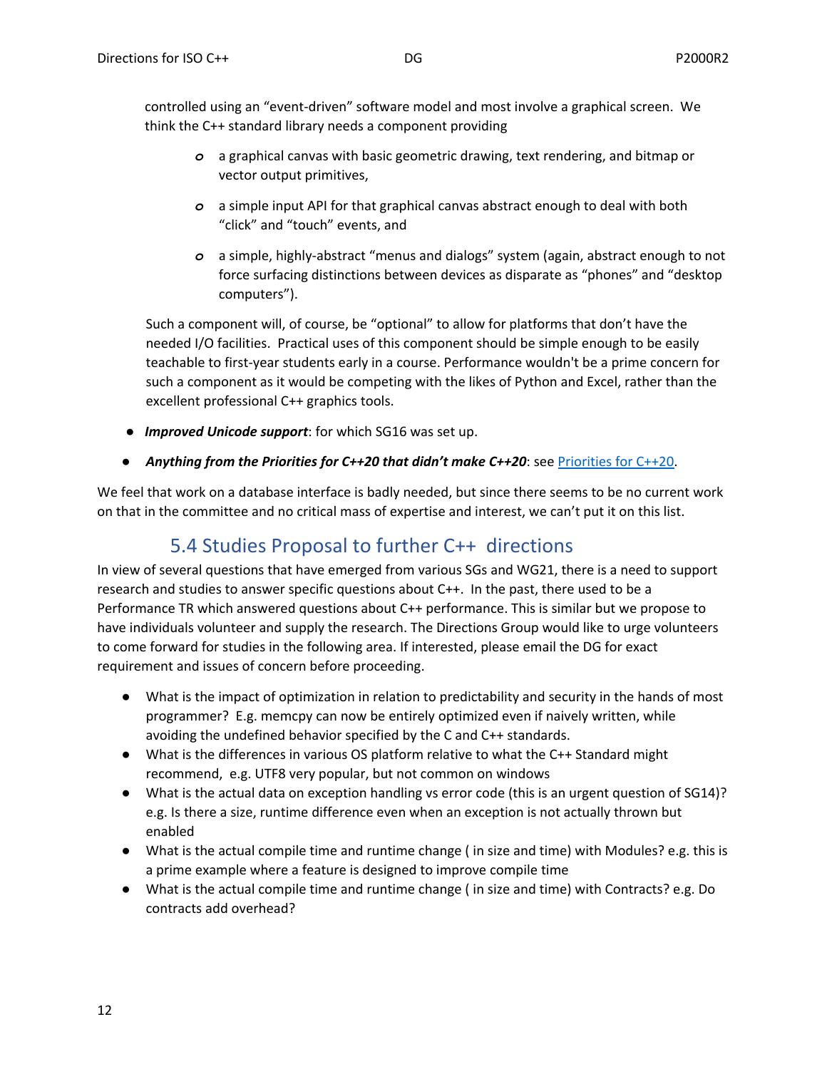controlled using an "event-driven" software model and most involve a graphical screen. We think the C++ standard library needs a component providing

- a graphical canvas with basic geometric drawing, text rendering, and bitmap or vector output primitives,
- a simple input API for that graphical canvas abstract enough to deal with both "click" and "touch" events, and
- a simple, highly-abstract "menus and dialogs" system (again, abstract enough to not force surfacing distinctions between devices as disparate as "phones" and "desktop computers").

Such a component will, of course, be "optional" to allow for platforms that don't have the needed I/O facilities. Practical uses of this component should be simple enough to be easily teachable to first-year students early in a course. Performance wouldn't be a prime concern for such a component as it would be competing with the likes of Python and Excel, rather than the excellent professional C++ graphics tools.

- ***Improved Unicode support***: for which SG16 was set up.
- ***Anything from the Priorities for C++20 that didn't make C++20***: see [Priorities for C++20](#).

We feel that work on a database interface is badly needed, but since there seems to be no current work on that in the committee and no critical mass of expertise and interest, we can't put it on this list.

### 5.4 Studies Proposal to further C++ directions

In view of several questions that have emerged from various SGs and WG21, there is a need to support research and studies to answer specific questions about C++. In the past, there used to be a Performance TR which answered questions about C++ performance. This is similar but we propose to have individuals volunteer and supply the research. The Directions Group would like to urge volunteers to come forward for studies in the following area. If interested, please email the DG for exact requirement and issues of concern before proceeding.

- What is the impact of optimization in relation to predictability and security in the hands of most programmer? E.g. memcpy can now be entirely optimized even if naively written, while avoiding the undefined behavior specified by the C and C++ standards.
- What is the differences in various OS platform relative to what the C++ Standard might recommend, e.g. UTF8 very popular, but not common on windows
- What is the actual data on exception handling vs error code (this is an urgent question of SG14)? e.g. Is there a size, runtime difference even when an exception is not actually thrown but enabled
- What is the actual compile time and runtime change ( in size and time) with Modules? e.g. this is a prime example where a feature is designed to improve compile time
- What is the actual compile time and runtime change ( in size and time) with Contracts? e.g. Do contracts add overhead?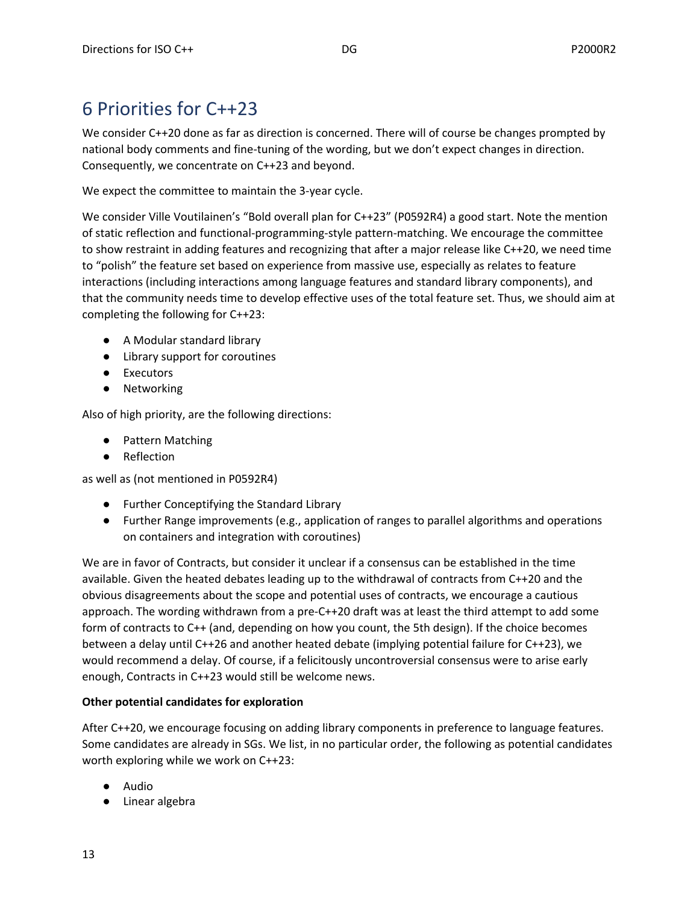## 6 Priorities for C++23

We consider C++20 done as far as direction is concerned. There will of course be changes prompted by national body comments and fine-tuning of the wording, but we don't expect changes in direction. Consequently, we concentrate on C++23 and beyond.

We expect the committee to maintain the 3-year cycle.

We consider Ville Voutilainen's "Bold overall plan for C++23" (P0592R4) a good start. Note the mention of static reflection and functional-programming-style pattern-matching. We encourage the committee to show restraint in adding features and recognizing that after a major release like C++20, we need time to "polish" the feature set based on experience from massive use, especially as relates to feature interactions (including interactions among language features and standard library components), and that the community needs time to develop effective uses of the total feature set. Thus, we should aim at completing the following for C++23:

- A Modular standard library
- Library support for coroutines
- Executors
- Networking

Also of high priority, are the following directions:

- Pattern Matching
- Reflection

as well as (not mentioned in P0592R4)

- Further Conceptifying the Standard Library
- Further Range improvements (e.g., application of ranges to parallel algorithms and operations on containers and integration with coroutines)

We are in favor of Contracts, but consider it unclear if a consensus can be established in the time available. Given the heated debates leading up to the withdrawal of contracts from C++20 and the obvious disagreements about the scope and potential uses of contracts, we encourage a cautious approach. The wording withdrawn from a pre-C++20 draft was at least the third attempt to add some form of contracts to C++ (and, depending on how you count, the 5th design). If the choice becomes between a delay until C++26 and another heated debate (implying potential failure for C++23), we would recommend a delay. Of course, if a felicitously uncontroversial consensus were to arise early enough, Contracts in C++23 would still be welcome news.

**Other potential candidates for exploration**

After C++20, we encourage focusing on adding library components in preference to language features. Some candidates are already in SGs. We list, in no particular order, the following as potential candidates worth exploring while we work on C++23:

- Audio
- Linear algebra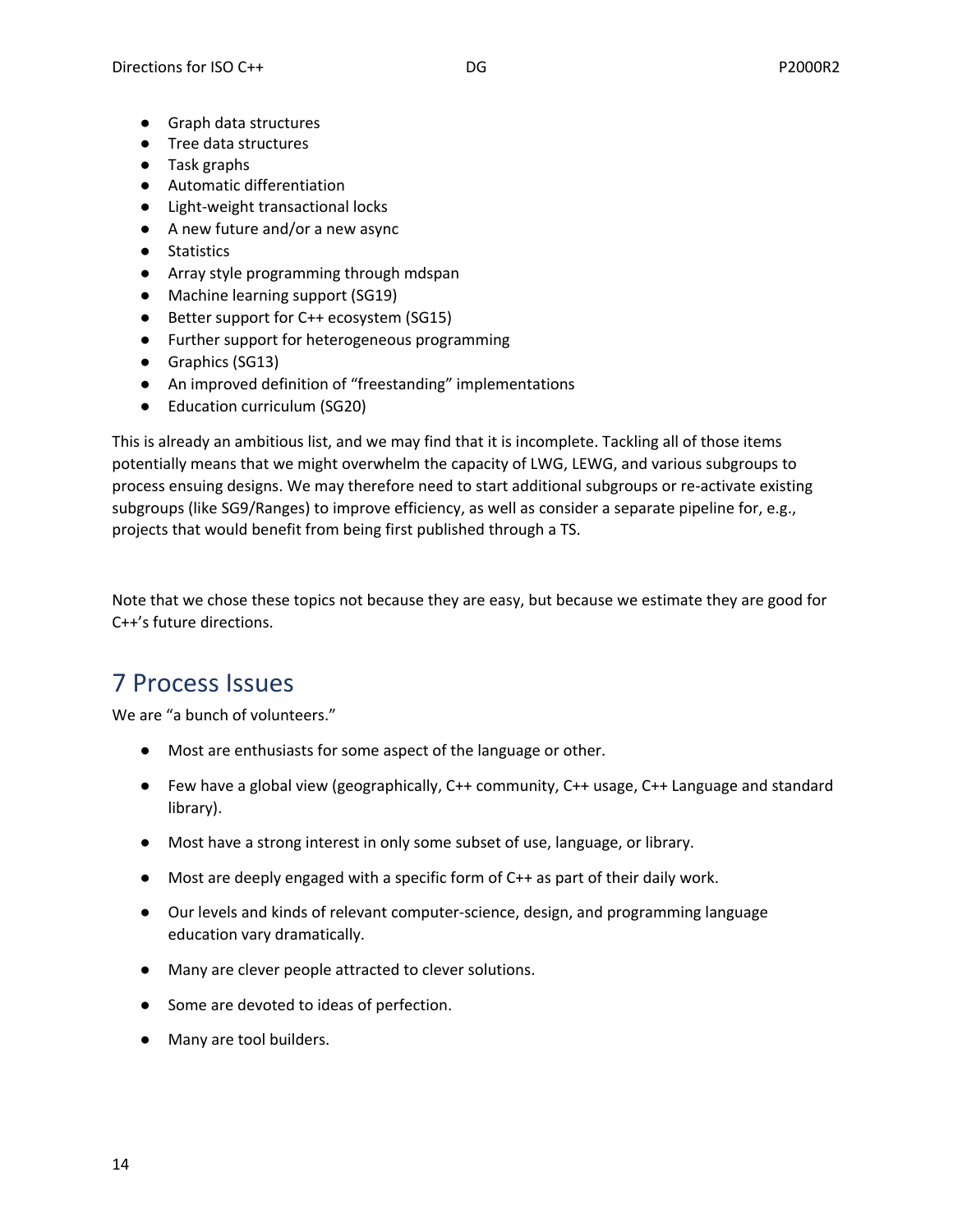- Graph data structures
- Tree data structures
- Task graphs
- Automatic differentiation
- Light-weight transactional locks
- A new future and/or a new async
- Statistics
- Array style programming through mdspan
- Machine learning support (SG19)
- Better support for C++ ecosystem (SG15)
- Further support for heterogeneous programming
- Graphics (SG13)
- An improved definition of "freestanding" implementations
- Education curriculum (SG20)

This is already an ambitious list, and we may find that it is incomplete. Tackling all of those items potentially means that we might overwhelm the capacity of LWG, LEWG, and various subgroups to process ensuing designs. We may therefore need to start additional subgroups or re-activate existing subgroups (like SG9/Ranges) to improve efficiency, as well as consider a separate pipeline for, e.g., projects that would benefit from being first published through a TS.

Note that we chose these topics not because they are easy, but because we estimate they are good for C++'s future directions.

# 7 Process Issues

We are "a bunch of volunteers."

- Most are enthusiasts for some aspect of the language or other.
- Few have a global view (geographically, C++ community, C++ usage, C++ Language and standard library).
- Most have a strong interest in only some subset of use, language, or library.
- Most are deeply engaged with a specific form of C++ as part of their daily work.
- Our levels and kinds of relevant computer-science, design, and programming language education vary dramatically.
- Many are clever people attracted to clever solutions.
- Some are devoted to ideas of perfection.
- Many are tool builders.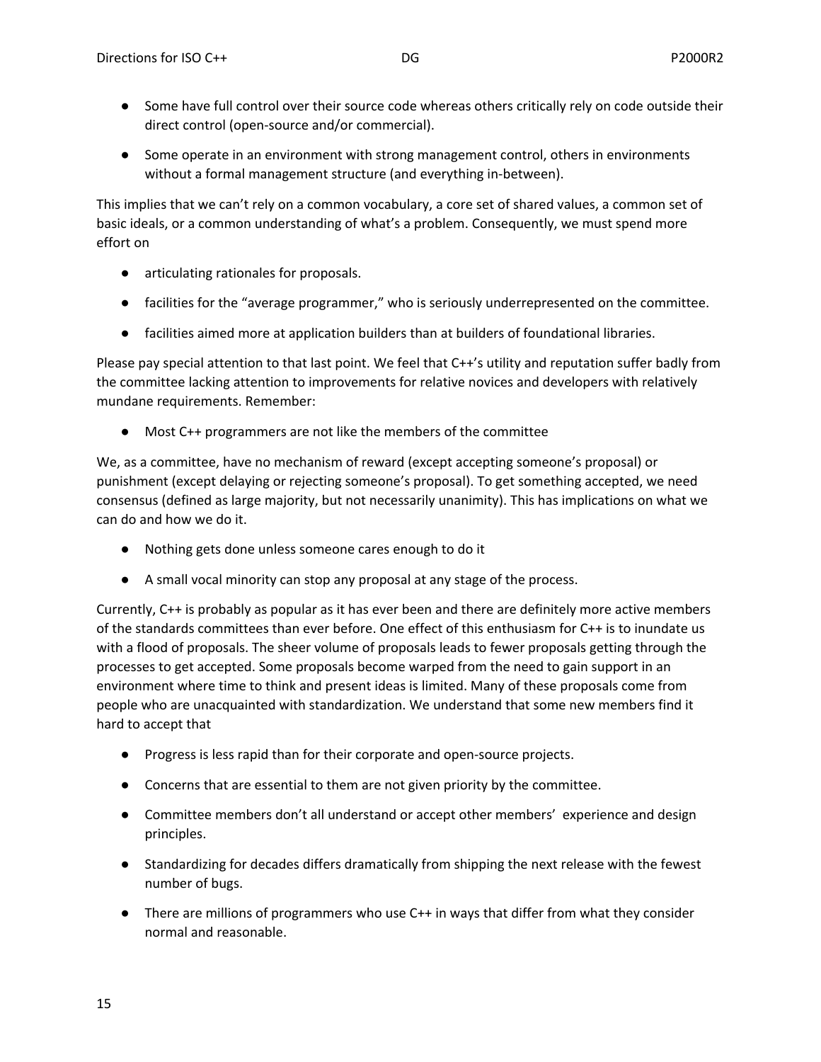- Some have full control over their source code whereas others critically rely on code outside their direct control (open-source and/or commercial).
- Some operate in an environment with strong management control, others in environments without a formal management structure (and everything in-between).

This implies that we can't rely on a common vocabulary, a core set of shared values, a common set of basic ideals, or a common understanding of what's a problem. Consequently, we must spend more effort on

- articulating rationales for proposals.
- facilities for the "average programmer," who is seriously underrepresented on the committee.
- facilities aimed more at application builders than at builders of foundational libraries.

Please pay special attention to that last point. We feel that C++'s utility and reputation suffer badly from the committee lacking attention to improvements for relative novices and developers with relatively mundane requirements. Remember:

- Most C++ programmers are not like the members of the committee

We, as a committee, have no mechanism of reward (except accepting someone's proposal) or punishment (except delaying or rejecting someone's proposal). To get something accepted, we need consensus (defined as large majority, but not necessarily unanimity). This has implications on what we can do and how we do it.

- Nothing gets done unless someone cares enough to do it
- A small vocal minority can stop any proposal at any stage of the process.

Currently, C++ is probably as popular as it has ever been and there are definitely more active members of the standards committees than ever before. One effect of this enthusiasm for C++ is to inundate us with a flood of proposals. The sheer volume of proposals leads to fewer proposals getting through the processes to get accepted. Some proposals become warped from the need to gain support in an environment where time to think and present ideas is limited. Many of these proposals come from people who are unacquainted with standardization. We understand that some new members find it hard to accept that

- Progress is less rapid than for their corporate and open-source projects.
- Concerns that are essential to them are not given priority by the committee.
- Committee members don't all understand or accept other members' experience and design principles.
- Standardizing for decades differs dramatically from shipping the next release with the fewest number of bugs.
- There are millions of programmers who use C++ in ways that differ from what they consider normal and reasonable.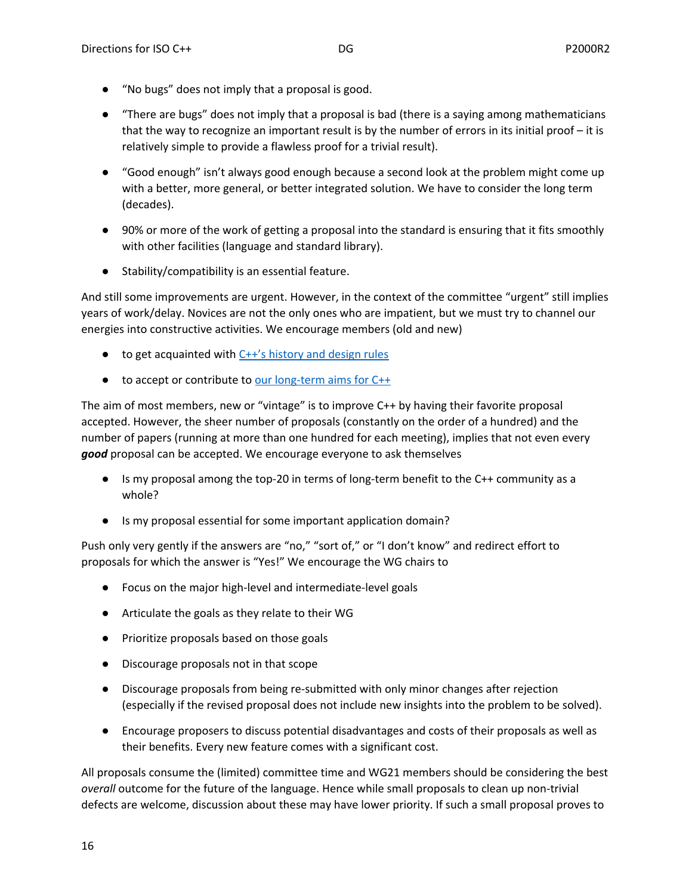- "No bugs" does not imply that a proposal is good.
- "There are bugs" does not imply that a proposal is bad (there is a saying among mathematicians that the way to recognize an important result is by the number of errors in its initial proof – it is relatively simple to provide a flawless proof for a trivial result).
- "Good enough" isn't always good enough because a second look at the problem might come up with a better, more general, or better integrated solution. We have to consider the long term (decades).
- 90% or more of the work of getting a proposal into the standard is ensuring that it fits smoothly with other facilities (language and standard library).
- Stability/compatibility is an essential feature.

And still some improvements are urgent. However, in the context of the committee "urgent" still implies years of work/delay. Novices are not the only ones who are impatient, but we must try to channel our energies into constructive activities. We encourage members (old and new)

- to get acquainted with C++'s history and design rules
- to accept or contribute to our long-term aims for C++

The aim of most members, new or "vintage" is to improve C++ by having their favorite proposal accepted. However, the sheer number of proposals (constantly on the order of a hundred) and the number of papers (running at more than one hundred for each meeting), implies that not even every ***good*** proposal can be accepted. We encourage everyone to ask themselves

- Is my proposal among the top-20 in terms of long-term benefit to the C++ community as a whole?
- Is my proposal essential for some important application domain?

Push only very gently if the answers are "no," "sort of," or "I don't know" and redirect effort to proposals for which the answer is "Yes!" We encourage the WG chairs to

- Focus on the major high-level and intermediate-level goals
- Articulate the goals as they relate to their WG
- Prioritize proposals based on those goals
- Discourage proposals not in that scope
- Discourage proposals from being re-submitted with only minor changes after rejection (especially if the revised proposal does not include new insights into the problem to be solved).
- Encourage proposers to discuss potential disadvantages and costs of their proposals as well as their benefits. Every new feature comes with a significant cost.

All proposals consume the (limited) committee time and WG21 members should be considering the best *overall* outcome for the future of the language. Hence while small proposals to clean up non-trivial defects are welcome, discussion about these may have lower priority. If such a small proposal proves to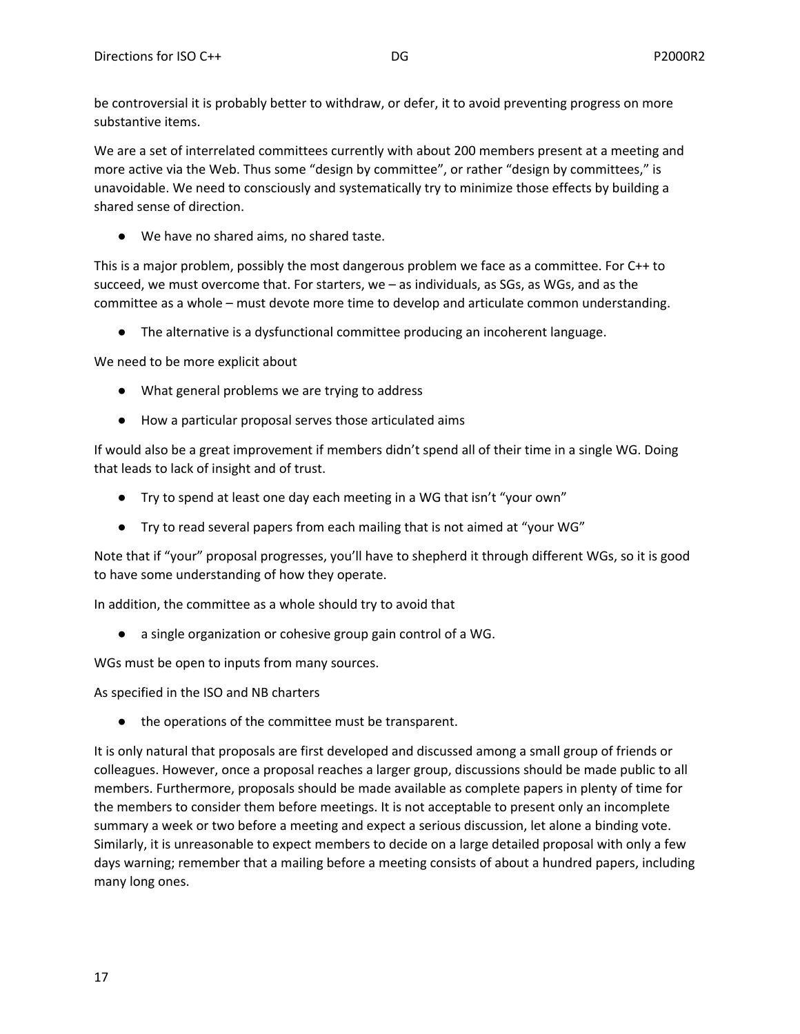be controversial it is probably better to withdraw, or defer, it to avoid preventing progress on more substantive items.

We are a set of interrelated committees currently with about 200 members present at a meeting and more active via the Web. Thus some "design by committee", or rather "design by committees," is unavoidable. We need to consciously and systematically try to minimize those effects by building a shared sense of direction.

- We have no shared aims, no shared taste.

This is a major problem, possibly the most dangerous problem we face as a committee. For C++ to succeed, we must overcome that. For starters, we – as individuals, as SGs, as WGs, and as the committee as a whole – must devote more time to develop and articulate common understanding.

- The alternative is a dysfunctional committee producing an incoherent language.

We need to be more explicit about

- What general problems we are trying to address
- How a particular proposal serves those articulated aims

If would also be a great improvement if members didn't spend all of their time in a single WG. Doing that leads to lack of insight and of trust.

- Try to spend at least one day each meeting in a WG that isn't "your own"
- Try to read several papers from each mailing that is not aimed at "your WG"

Note that if "your" proposal progresses, you'll have to shepherd it through different WGs, so it is good to have some understanding of how they operate.

In addition, the committee as a whole should try to avoid that

- a single organization or cohesive group gain control of a WG.

WGs must be open to inputs from many sources.

As specified in the ISO and NB charters

- the operations of the committee must be transparent.

It is only natural that proposals are first developed and discussed among a small group of friends or colleagues. However, once a proposal reaches a larger group, discussions should be made public to all members. Furthermore, proposals should be made available as complete papers in plenty of time for the members to consider them before meetings. It is not acceptable to present only an incomplete summary a week or two before a meeting and expect a serious discussion, let alone a binding vote. Similarly, it is unreasonable to expect members to decide on a large detailed proposal with only a few days warning; remember that a mailing before a meeting consists of about a hundred papers, including many long ones.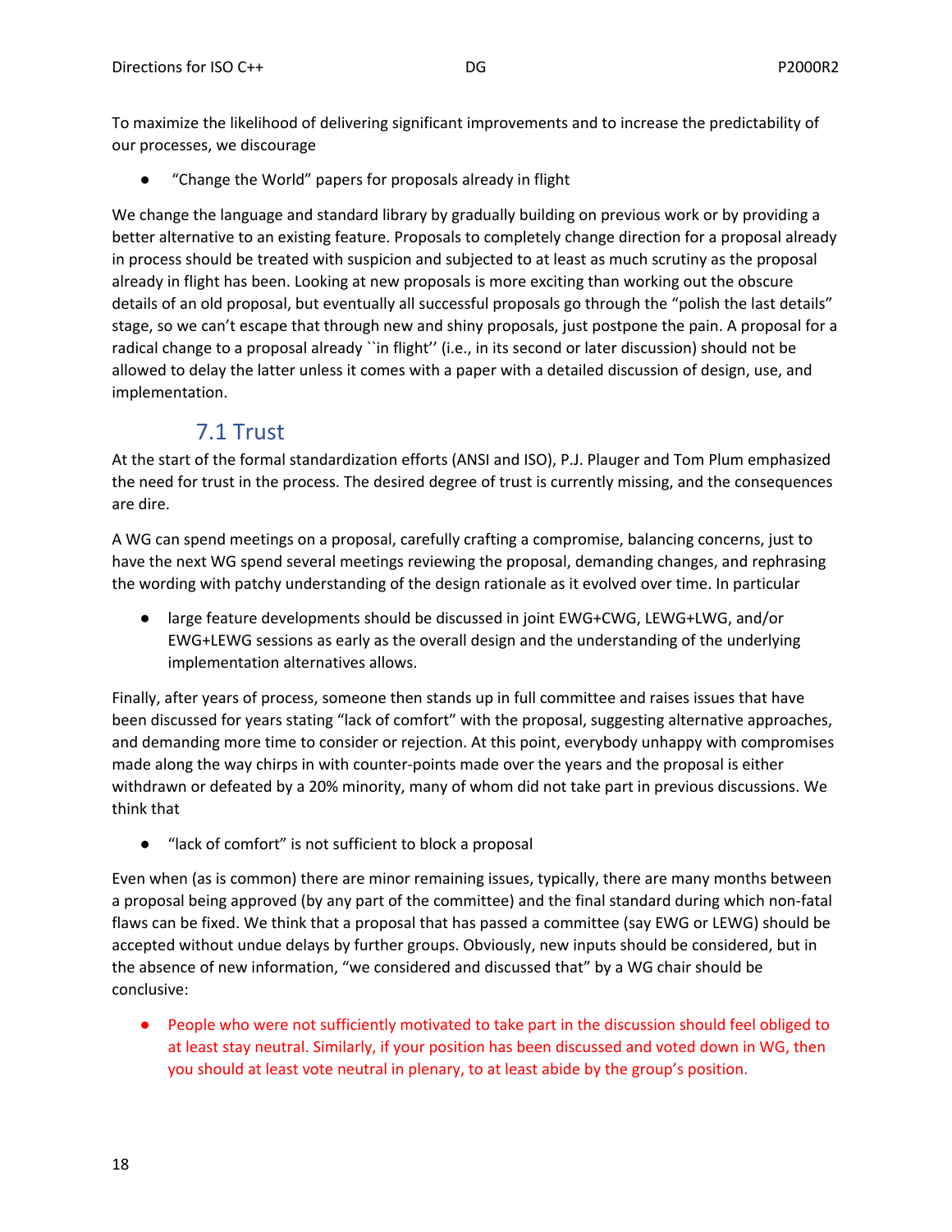To maximize the likelihood of delivering significant improvements and to increase the predictability of our processes, we discourage

- "Change the World" papers for proposals already in flight

We change the language and standard library by gradually building on previous work or by providing a better alternative to an existing feature. Proposals to completely change direction for a proposal already in process should be treated with suspicion and subjected to at least as much scrutiny as the proposal already in flight has been. Looking at new proposals is more exciting than working out the obscure details of an old proposal, but eventually all successful proposals go through the "polish the last details" stage, so we can't escape that through new and shiny proposals, just postpone the pain. A proposal for a radical change to a proposal already ``in flight'' (i.e., in its second or later discussion) should not be allowed to delay the latter unless it comes with a paper with a detailed discussion of design, use, and implementation.

### 7.1 Trust

At the start of the formal standardization efforts (ANSI and ISO), P.J. Plauger and Tom Plum emphasized the need for trust in the process. The desired degree of trust is currently missing, and the consequences are dire.

A WG can spend meetings on a proposal, carefully crafting a compromise, balancing concerns, just to have the next WG spend several meetings reviewing the proposal, demanding changes, and rephrasing the wording with patchy understanding of the design rationale as it evolved over time. In particular

- large feature developments should be discussed in joint EWG+CWG, LEWG+LWG, and/or EWG+LEWG sessions as early as the overall design and the understanding of the underlying implementation alternatives allows.

Finally, after years of process, someone then stands up in full committee and raises issues that have been discussed for years stating "lack of comfort" with the proposal, suggesting alternative approaches, and demanding more time to consider or rejection. At this point, everybody unhappy with compromises made along the way chirps in with counter-points made over the years and the proposal is either withdrawn or defeated by a 20% minority, many of whom did not take part in previous discussions. We think that

- "lack of comfort" is not sufficient to block a proposal

Even when (as is common) there are minor remaining issues, typically, there are many months between a proposal being approved (by any part of the committee) and the final standard during which non-fatal flaws can be fixed. We think that a proposal that has passed a committee (say EWG or LEWG) should be accepted without undue delays by further groups. Obviously, new inputs should be considered, but in the absence of new information, "we considered and discussed that" by a WG chair should be conclusive:

- People who were not sufficiently motivated to take part in the discussion should feel obliged to at least stay neutral. Similarly, if your position has been discussed and voted down in WG, then you should at least vote neutral in plenary, to at least abide by the group's position.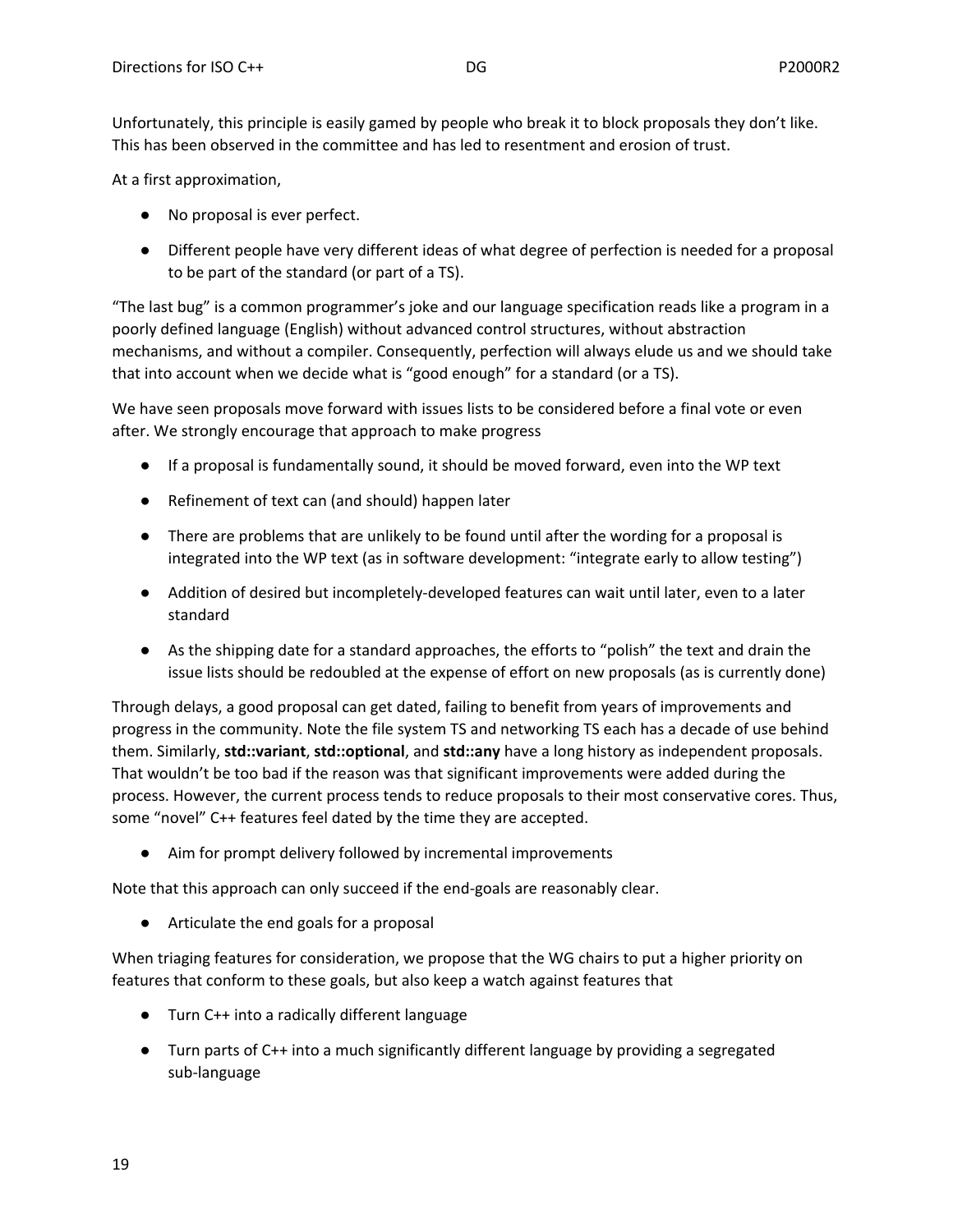Unfortunately, this principle is easily gamed by people who break it to block proposals they don't like. This has been observed in the committee and has led to resentment and erosion of trust.

At a first approximation,

- No proposal is ever perfect.
- Different people have very different ideas of what degree of perfection is needed for a proposal to be part of the standard (or part of a TS).

"The last bug" is a common programmer's joke and our language specification reads like a program in a poorly defined language (English) without advanced control structures, without abstraction mechanisms, and without a compiler. Consequently, perfection will always elude us and we should take that into account when we decide what is "good enough" for a standard (or a TS).

We have seen proposals move forward with issues lists to be considered before a final vote or even after. We strongly encourage that approach to make progress

- If a proposal is fundamentally sound, it should be moved forward, even into the WP text
- Refinement of text can (and should) happen later
- There are problems that are unlikely to be found until after the wording for a proposal is integrated into the WP text (as in software development: "integrate early to allow testing")
- Addition of desired but incompletely-developed features can wait until later, even to a later standard
- As the shipping date for a standard approaches, the efforts to "polish" the text and drain the issue lists should be redoubled at the expense of effort on new proposals (as is currently done)

Through delays, a good proposal can get dated, failing to benefit from years of improvements and progress in the community. Note the file system TS and networking TS each has a decade of use behind them. Similarly, **std::variant**, **std::optional**, and **std::any** have a long history as independent proposals. That wouldn't be too bad if the reason was that significant improvements were added during the process. However, the current process tends to reduce proposals to their most conservative cores. Thus, some "novel" C++ features feel dated by the time they are accepted.

- Aim for prompt delivery followed by incremental improvements

Note that this approach can only succeed if the end-goals are reasonably clear.

- Articulate the end goals for a proposal

When triaging features for consideration, we propose that the WG chairs to put a higher priority on features that conform to these goals, but also keep a watch against features that

- Turn C++ into a radically different language
- Turn parts of C++ into a much significantly different language by providing a segregated sub-language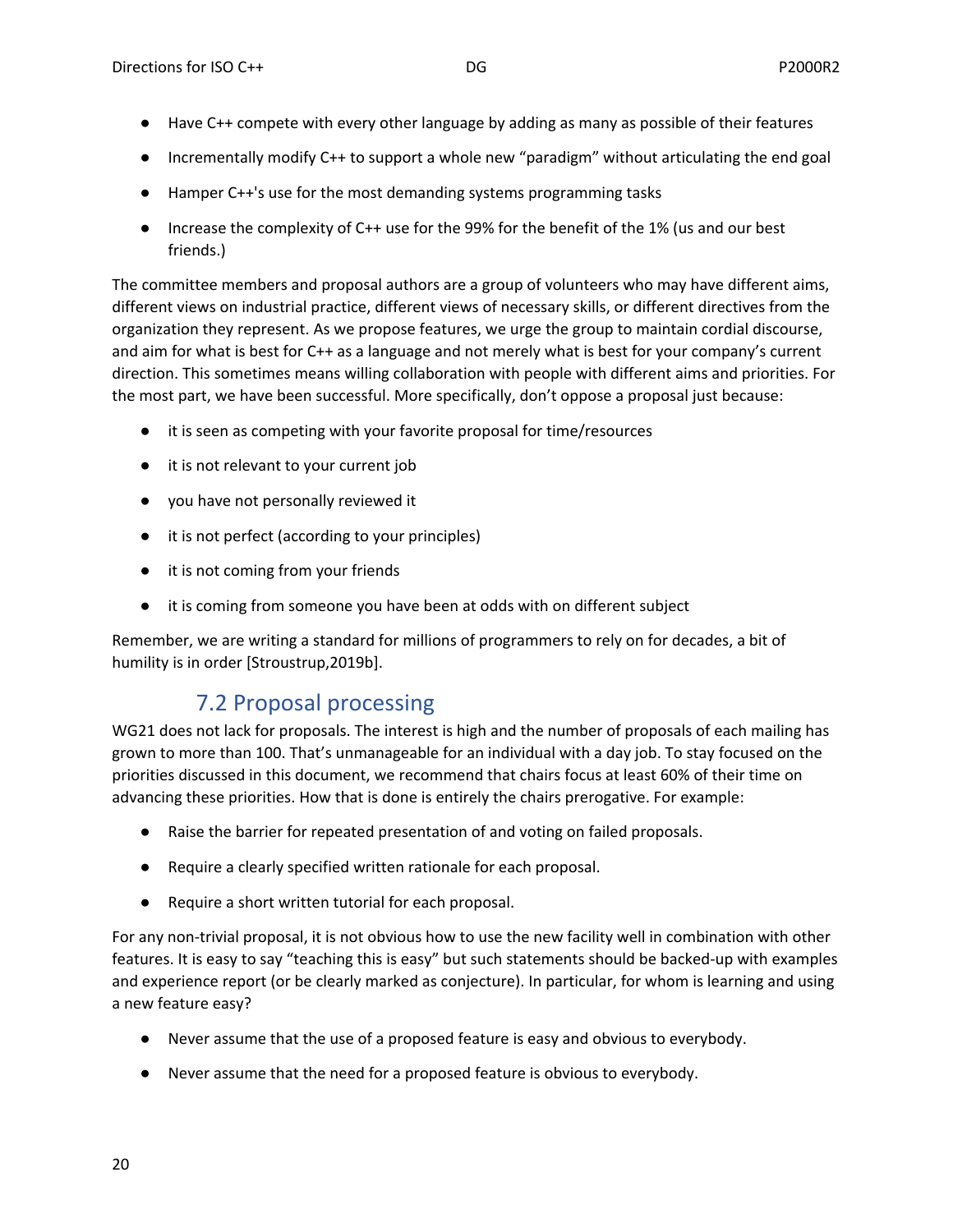- Have C++ compete with every other language by adding as many as possible of their features
- Incrementally modify C++ to support a whole new "paradigm" without articulating the end goal
- Hamper C++'s use for the most demanding systems programming tasks
- Increase the complexity of C++ use for the 99% for the benefit of the 1% (us and our best friends.)

The committee members and proposal authors are a group of volunteers who may have different aims, different views on industrial practice, different views of necessary skills, or different directives from the organization they represent. As we propose features, we urge the group to maintain cordial discourse, and aim for what is best for C++ as a language and not merely what is best for your company's current direction. This sometimes means willing collaboration with people with different aims and priorities. For the most part, we have been successful. More specifically, don't oppose a proposal just because:

- it is seen as competing with your favorite proposal for time/resources
- it is not relevant to your current job
- you have not personally reviewed it
- it is not perfect (according to your principles)
- it is not coming from your friends
- it is coming from someone you have been at odds with on different subject

Remember, we are writing a standard for millions of programmers to rely on for decades, a bit of humility is in order [Stroustrup,2019b].

### 7.2 Proposal processing

WG21 does not lack for proposals. The interest is high and the number of proposals of each mailing has grown to more than 100. That's unmanageable for an individual with a day job. To stay focused on the priorities discussed in this document, we recommend that chairs focus at least 60% of their time on advancing these priorities. How that is done is entirely the chairs prerogative. For example:

- Raise the barrier for repeated presentation of and voting on failed proposals.
- Require a clearly specified written rationale for each proposal.
- Require a short written tutorial for each proposal.

For any non-trivial proposal, it is not obvious how to use the new facility well in combination with other features. It is easy to say "teaching this is easy" but such statements should be backed-up with examples and experience report (or be clearly marked as conjecture). In particular, for whom is learning and using a new feature easy?

- Never assume that the use of a proposed feature is easy and obvious to everybody.
- Never assume that the need for a proposed feature is obvious to everybody.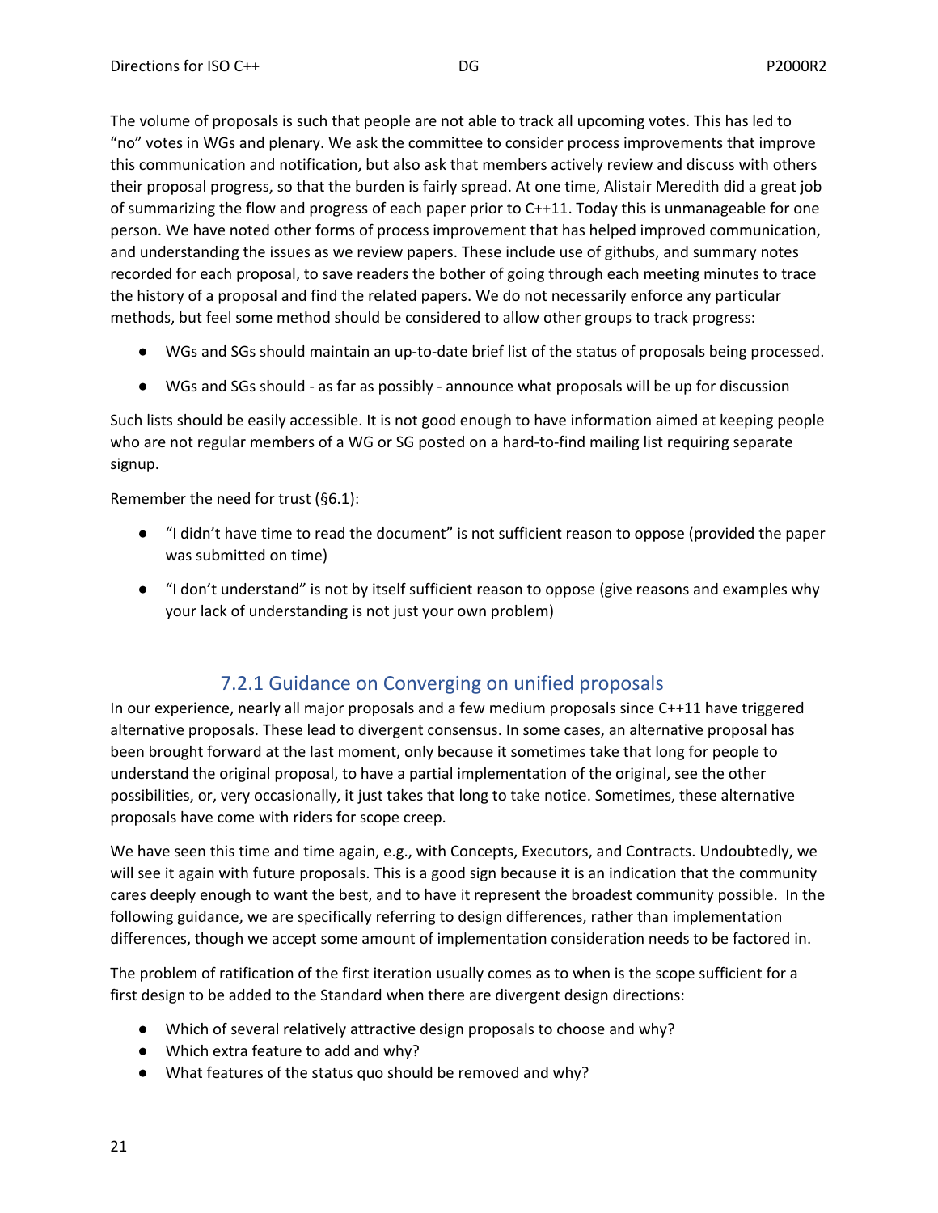The volume of proposals is such that people are not able to track all upcoming votes. This has led to "no" votes in WGs and plenary. We ask the committee to consider process improvements that improve this communication and notification, but also ask that members actively review and discuss with others their proposal progress, so that the burden is fairly spread. At one time, Alistair Meredith did a great job of summarizing the flow and progress of each paper prior to C++11. Today this is unmanageable for one person. We have noted other forms of process improvement that has helped improved communication, and understanding the issues as we review papers. These include use of githubs, and summary notes recorded for each proposal, to save readers the bother of going through each meeting minutes to trace the history of a proposal and find the related papers. We do not necessarily enforce any particular methods, but feel some method should be considered to allow other groups to track progress:

- WGs and SGs should maintain an up-to-date brief list of the status of proposals being processed.
- WGs and SGs should - as far as possibly - announce what proposals will be up for discussion

Such lists should be easily accessible. It is not good enough to have information aimed at keeping people who are not regular members of a WG or SG posted on a hard-to-find mailing list requiring separate signup.

Remember the need for trust (§6.1):

- "I didn't have time to read the document" is not sufficient reason to oppose (provided the paper was submitted on time)
- "I don't understand" is not by itself sufficient reason to oppose (give reasons and examples why your lack of understanding is not just your own problem)

### 7.2.1 Guidance on Converging on unified proposals

In our experience, nearly all major proposals and a few medium proposals since C++11 have triggered alternative proposals. These lead to divergent consensus. In some cases, an alternative proposal has been brought forward at the last moment, only because it sometimes take that long for people to understand the original proposal, to have a partial implementation of the original, see the other possibilities, or, very occasionally, it just takes that long to take notice. Sometimes, these alternative proposals have come with riders for scope creep.

We have seen this time and time again, e.g., with Concepts, Executors, and Contracts. Undoubtedly, we will see it again with future proposals. This is a good sign because it is an indication that the community cares deeply enough to want the best, and to have it represent the broadest community possible. In the following guidance, we are specifically referring to design differences, rather than implementation differences, though we accept some amount of implementation consideration needs to be factored in.

The problem of ratification of the first iteration usually comes as to when is the scope sufficient for a first design to be added to the Standard when there are divergent design directions:

- Which of several relatively attractive design proposals to choose and why?
- Which extra feature to add and why?
- What features of the status quo should be removed and why?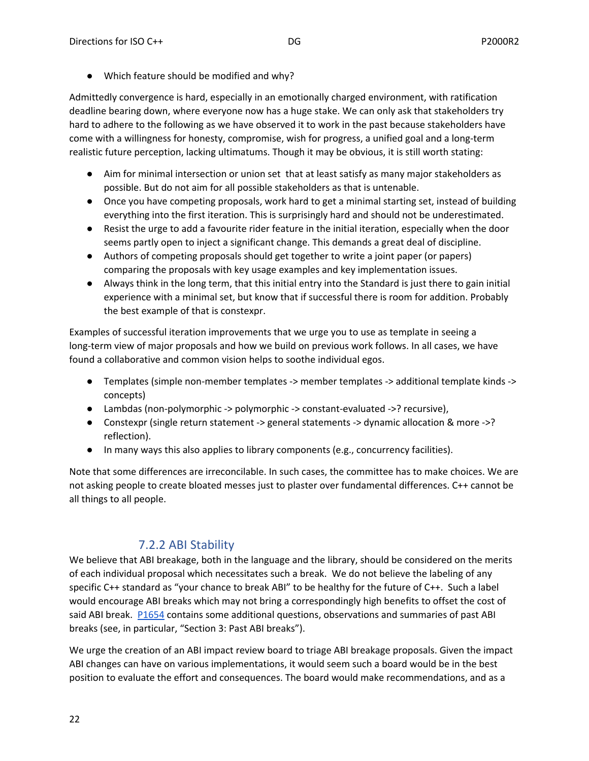- Which feature should be modified and why?

Admittedly convergence is hard, especially in an emotionally charged environment, with ratification deadline bearing down, where everyone now has a huge stake. We can only ask that stakeholders try hard to adhere to the following as we have observed it to work in the past because stakeholders have come with a willingness for honesty, compromise, wish for progress, a unified goal and a long-term realistic future perception, lacking ultimatums. Though it may be obvious, it is still worth stating:

- Aim for minimal intersection or union set that at least satisfy as many major stakeholders as possible. But do not aim for all possible stakeholders as that is untenable.
- Once you have competing proposals, work hard to get a minimal starting set, instead of building everything into the first iteration. This is surprisingly hard and should not be underestimated.
- Resist the urge to add a favourite rider feature in the initial iteration, especially when the door seems partly open to inject a significant change. This demands a great deal of discipline.
- Authors of competing proposals should get together to write a joint paper (or papers) comparing the proposals with key usage examples and key implementation issues.
- Always think in the long term, that this initial entry into the Standard is just there to gain initial experience with a minimal set, but know that if successful there is room for addition. Probably the best example of that is constexpr.

Examples of successful iteration improvements that we urge you to use as template in seeing a long-term view of major proposals and how we build on previous work follows. In all cases, we have found a collaborative and common vision helps to soothe individual egos.

- Templates (simple non-member templates -> member templates -> additional template kinds -> concepts)
- Lambdas (non-polymorphic -> polymorphic -> constant-evaluated ->? recursive),
- Constexpr (single return statement -> general statements -> dynamic allocation & more ->? reflection).
- In many ways this also applies to library components (e.g., concurrency facilities).

Note that some differences are irreconcilable. In such cases, the committee has to make choices. We are not asking people to create bloated messes just to plaster over fundamental differences. C++ cannot be all things to all people.

### 7.2.2 ABI Stability

We believe that ABI breakage, both in the language and the library, should be considered on the merits of each individual proposal which necessitates such a break. We do not believe the labeling of any specific C++ standard as "your chance to break ABI" to be healthy for the future of C++. Such a label would encourage ABI breaks which may not bring a correspondingly high benefits to offset the cost of said ABI break. P1654 contains some additional questions, observations and summaries of past ABI breaks (see, in particular, "Section 3: Past ABI breaks").

We urge the creation of an ABI impact review board to triage ABI breakage proposals. Given the impact ABI changes can have on various implementations, it would seem such a board would be in the best position to evaluate the effort and consequences. The board would make recommendations, and as a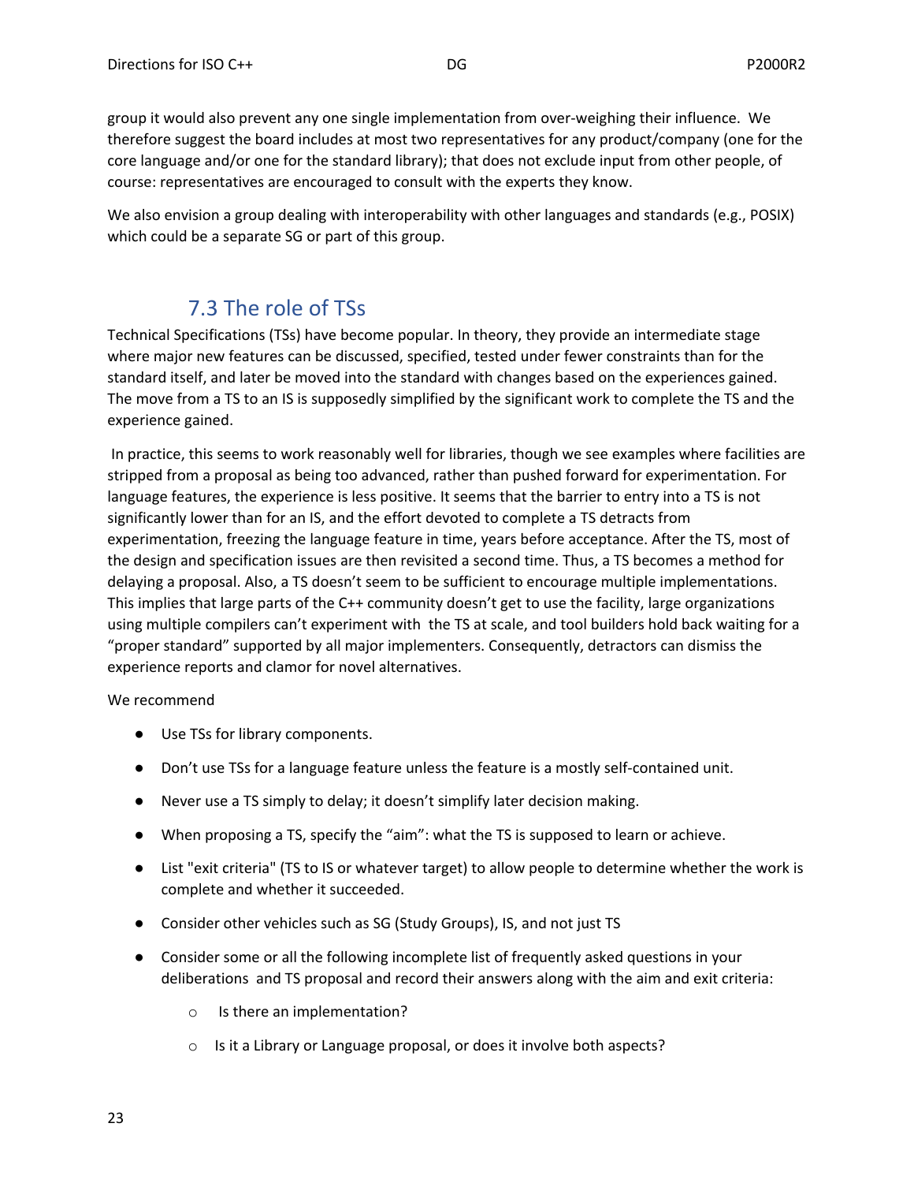group it would also prevent any one single implementation from over-weighing their influence. We therefore suggest the board includes at most two representatives for any product/company (one for the core language and/or one for the standard library); that does not exclude input from other people, of course: representatives are encouraged to consult with the experts they know.

We also envision a group dealing with interoperability with other languages and standards (e.g., POSIX) which could be a separate SG or part of this group.

## 7.3 The role of TSs

Technical Specifications (TSs) have become popular. In theory, they provide an intermediate stage where major new features can be discussed, specified, tested under fewer constraints than for the standard itself, and later be moved into the standard with changes based on the experiences gained. The move from a TS to an IS is supposedly simplified by the significant work to complete the TS and the experience gained.

In practice, this seems to work reasonably well for libraries, though we see examples where facilities are stripped from a proposal as being too advanced, rather than pushed forward for experimentation. For language features, the experience is less positive. It seems that the barrier to entry into a TS is not significantly lower than for an IS, and the effort devoted to complete a TS detracts from experimentation, freezing the language feature in time, years before acceptance. After the TS, most of the design and specification issues are then revisited a second time. Thus, a TS becomes a method for delaying a proposal. Also, a TS doesn't seem to be sufficient to encourage multiple implementations. This implies that large parts of the C++ community doesn't get to use the facility, large organizations using multiple compilers can't experiment with the TS at scale, and tool builders hold back waiting for a "proper standard" supported by all major implementers. Consequently, detractors can dismiss the experience reports and clamor for novel alternatives.

We recommend

- Use TSs for library components.
- Don't use TSs for a language feature unless the feature is a mostly self-contained unit.
- Never use a TS simply to delay; it doesn't simplify later decision making.
- When proposing a TS, specify the "aim": what the TS is supposed to learn or achieve.
- List "exit criteria" (TS to IS or whatever target) to allow people to determine whether the work is complete and whether it succeeded.
- Consider other vehicles such as SG (Study Groups), IS, and not just TS
- Consider some or all the following incomplete list of frequently asked questions in your deliberations and TS proposal and record their answers along with the aim and exit criteria:
  - Is there an implementation?
  - Is it a Library or Language proposal, or does it involve both aspects?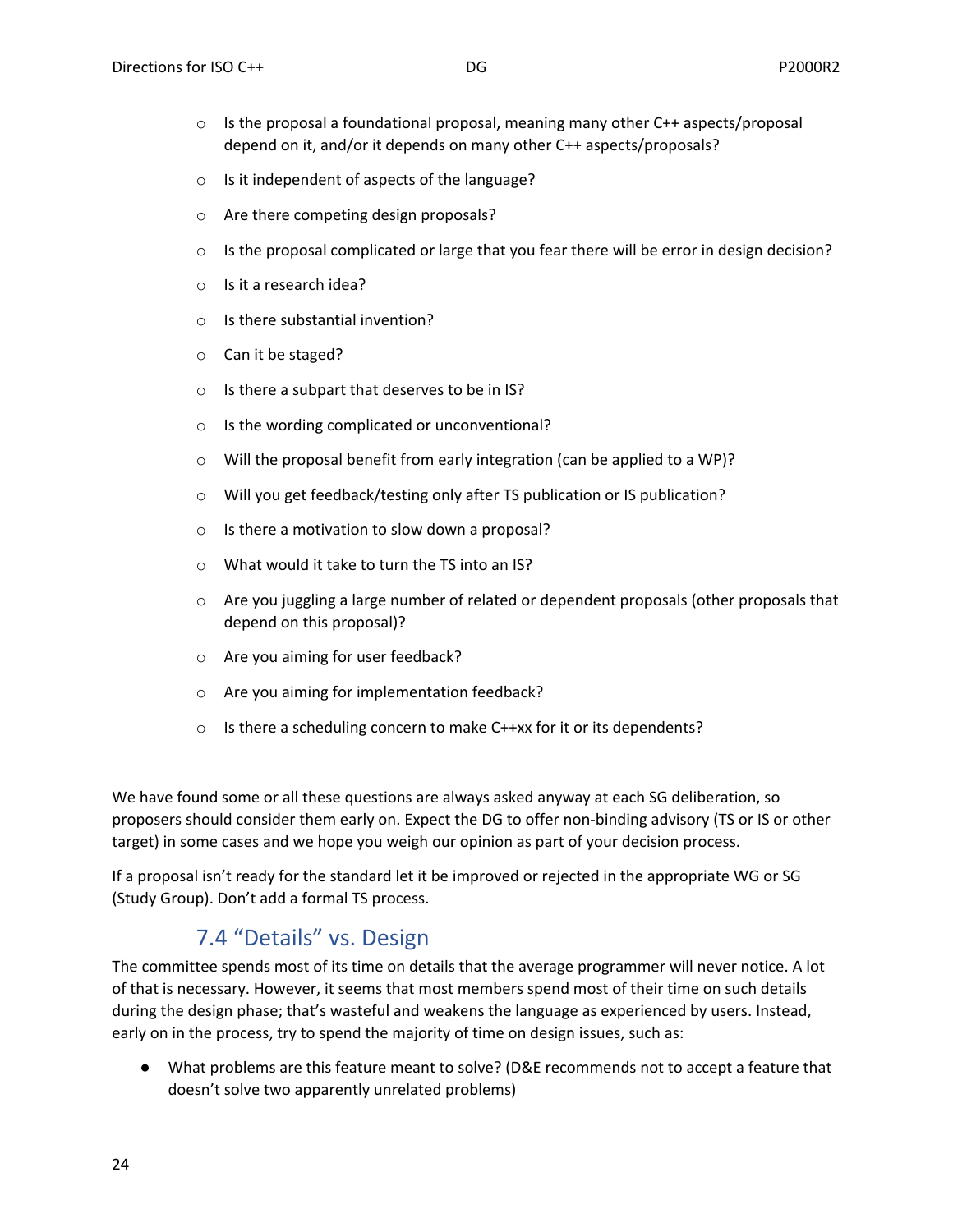- Is the proposal a foundational proposal, meaning many other C++ aspects/proposal depend on it, and/or it depends on many other C++ aspects/proposals?
- Is it independent of aspects of the language?
- Are there competing design proposals?
- Is the proposal complicated or large that you fear there will be error in design decision?
- Is it a research idea?
- Is there substantial invention?
- Can it be staged?
- Is there a subpart that deserves to be in IS?
- Is the wording complicated or unconventional?
- Will the proposal benefit from early integration (can be applied to a WP)?
- Will you get feedback/testing only after TS publication or IS publication?
- Is there a motivation to slow down a proposal?
- What would it take to turn the TS into an IS?
- Are you juggling a large number of related or dependent proposals (other proposals that depend on this proposal)?
- Are you aiming for user feedback?
- Are you aiming for implementation feedback?
- Is there a scheduling concern to make C++xx for it or its dependents?

We have found some or all these questions are always asked anyway at each SG deliberation, so proposers should consider them early on. Expect the DG to offer non-binding advisory (TS or IS or other target) in some cases and we hope you weigh our opinion as part of your decision process.

If a proposal isn't ready for the standard let it be improved or rejected in the appropriate WG or SG (Study Group). Don't add a formal TS process.

## 7.4 "Details" vs. Design

The committee spends most of its time on details that the average programmer will never notice. A lot of that is necessary. However, it seems that most members spend most of their time on such details during the design phase; that's wasteful and weakens the language as experienced by users. Instead, early on in the process, try to spend the majority of time on design issues, such as:

- What problems are this feature meant to solve? (D&E recommends not to accept a feature that doesn't solve two apparently unrelated problems)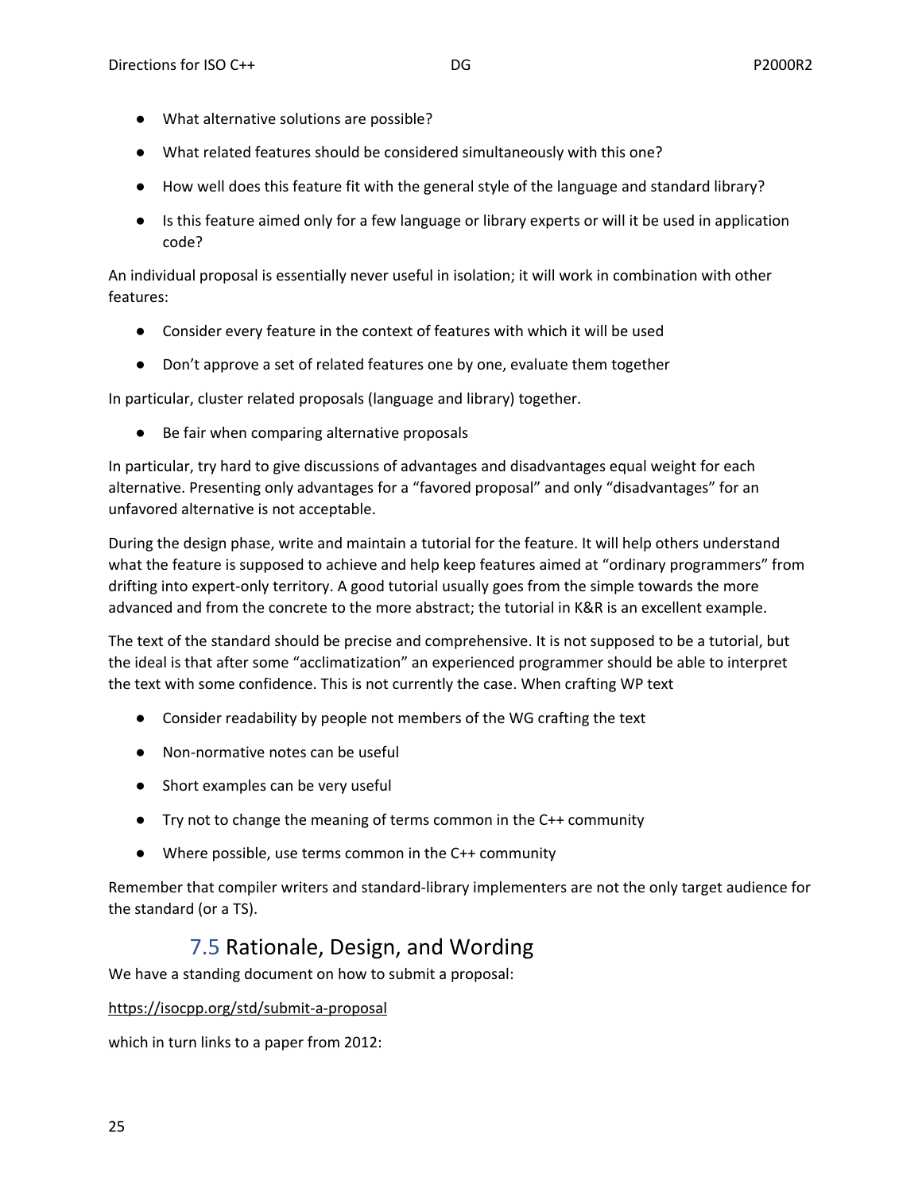- What alternative solutions are possible?
- What related features should be considered simultaneously with this one?
- How well does this feature fit with the general style of the language and standard library?
- Is this feature aimed only for a few language or library experts or will it be used in application code?

An individual proposal is essentially never useful in isolation; it will work in combination with other features:

- Consider every feature in the context of features with which it will be used
- Don't approve a set of related features one by one, evaluate them together

In particular, cluster related proposals (language and library) together.

- Be fair when comparing alternative proposals

In particular, try hard to give discussions of advantages and disadvantages equal weight for each alternative. Presenting only advantages for a "favored proposal" and only "disadvantages" for an unfavored alternative is not acceptable.

During the design phase, write and maintain a tutorial for the feature. It will help others understand what the feature is supposed to achieve and help keep features aimed at "ordinary programmers" from drifting into expert-only territory. A good tutorial usually goes from the simple towards the more advanced and from the concrete to the more abstract; the tutorial in K&R is an excellent example.

The text of the standard should be precise and comprehensive. It is not supposed to be a tutorial, but the ideal is that after some "acclimatization" an experienced programmer should be able to interpret the text with some confidence. This is not currently the case. When crafting WP text

- Consider readability by people not members of the WG crafting the text
- Non-normative notes can be useful
- Short examples can be very useful
- Try not to change the meaning of terms common in the C++ community
- Where possible, use terms common in the C++ community

Remember that compiler writers and standard-library implementers are not the only target audience for the standard (or a TS).

## 7.5 Rationale, Design, and Wording

We have a standing document on how to submit a proposal:

https://isocpp.org/std/submit-a-proposal

which in turn links to a paper from 2012: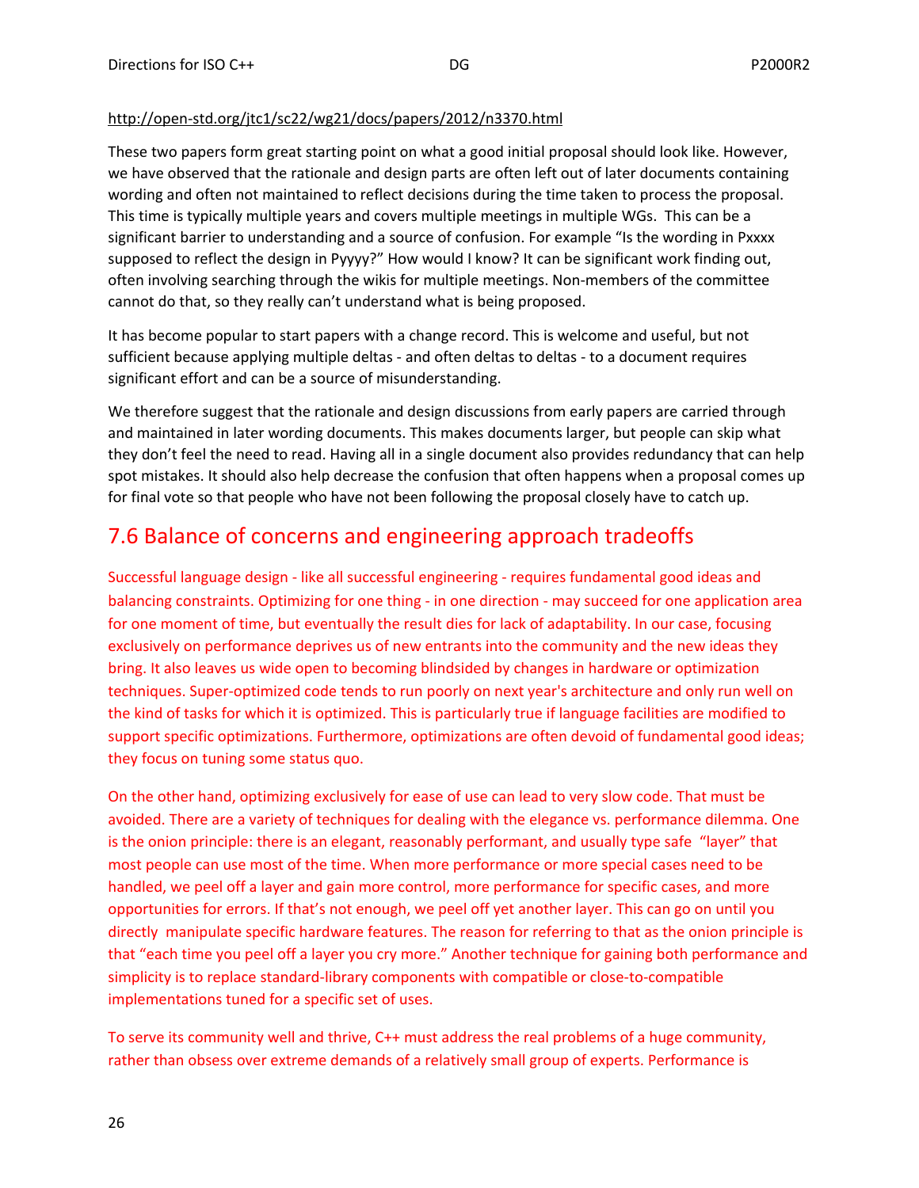http://open-std.org/jtc1/sc22/wg21/docs/papers/2012/n3370.html

These two papers form great starting point on what a good initial proposal should look like. However, we have observed that the rationale and design parts are often left out of later documents containing wording and often not maintained to reflect decisions during the time taken to process the proposal. This time is typically multiple years and covers multiple meetings in multiple WGs. This can be a significant barrier to understanding and a source of confusion. For example "Is the wording in Pxxxx supposed to reflect the design in Pyyyy?" How would I know? It can be significant work finding out, often involving searching through the wikis for multiple meetings. Non-members of the committee cannot do that, so they really can't understand what is being proposed.

It has become popular to start papers with a change record. This is welcome and useful, but not sufficient because applying multiple deltas - and often deltas to deltas - to a document requires significant effort and can be a source of misunderstanding.

We therefore suggest that the rationale and design discussions from early papers are carried through and maintained in later wording documents. This makes documents larger, but people can skip what they don't feel the need to read. Having all in a single document also provides redundancy that can help spot mistakes. It should also help decrease the confusion that often happens when a proposal comes up for final vote so that people who have not been following the proposal closely have to catch up.

## 7.6 Balance of concerns and engineering approach tradeoffs

Successful language design - like all successful engineering - requires fundamental good ideas and balancing constraints. Optimizing for one thing - in one direction - may succeed for one application area for one moment of time, but eventually the result dies for lack of adaptability. In our case, focusing exclusively on performance deprives us of new entrants into the community and the new ideas they bring. It also leaves us wide open to becoming blindsided by changes in hardware or optimization techniques. Super-optimized code tends to run poorly on next year's architecture and only run well on the kind of tasks for which it is optimized. This is particularly true if language facilities are modified to support specific optimizations. Furthermore, optimizations are often devoid of fundamental good ideas; they focus on tuning some status quo.

On the other hand, optimizing exclusively for ease of use can lead to very slow code. That must be avoided. There are a variety of techniques for dealing with the elegance vs. performance dilemma. One is the onion principle: there is an elegant, reasonably performant, and usually type safe "layer" that most people can use most of the time. When more performance or more special cases need to be handled, we peel off a layer and gain more control, more performance for specific cases, and more opportunities for errors. If that's not enough, we peel off yet another layer. This can go on until you directly manipulate specific hardware features. The reason for referring to that as the onion principle is that "each time you peel off a layer you cry more." Another technique for gaining both performance and simplicity is to replace standard-library components with compatible or close-to-compatible implementations tuned for a specific set of uses.

To serve its community well and thrive, C++ must address the real problems of a huge community, rather than obsess over extreme demands of a relatively small group of experts. Performance is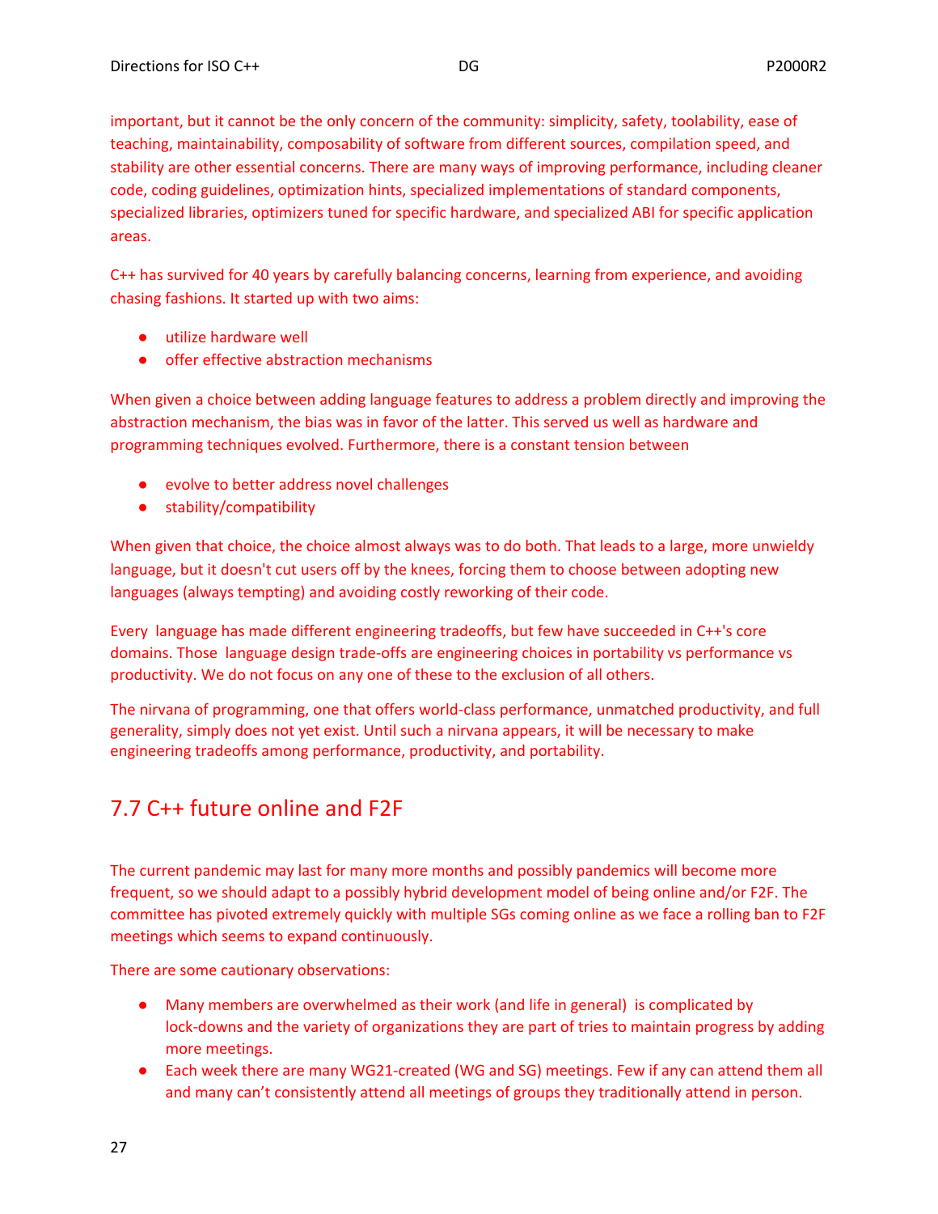important, but it cannot be the only concern of the community: simplicity, safety, toolability, ease of teaching, maintainability, composability of software from different sources, compilation speed, and stability are other essential concerns. There are many ways of improving performance, including cleaner code, coding guidelines, optimization hints, specialized implementations of standard components, specialized libraries, optimizers tuned for specific hardware, and specialized ABI for specific application areas.

C++ has survived for 40 years by carefully balancing concerns, learning from experience, and avoiding chasing fashions. It started up with two aims:

- utilize hardware well
- offer effective abstraction mechanisms

When given a choice between adding language features to address a problem directly and improving the abstraction mechanism, the bias was in favor of the latter. This served us well as hardware and programming techniques evolved. Furthermore, there is a constant tension between

- evolve to better address novel challenges
- stability/compatibility

When given that choice, the choice almost always was to do both. That leads to a large, more unwieldy language, but it doesn't cut users off by the knees, forcing them to choose between adopting new languages (always tempting) and avoiding costly reworking of their code.

Every language has made different engineering tradeoffs, but few have succeeded in C++'s core domains. Those language design trade-offs are engineering choices in portability vs performance vs productivity. We do not focus on any one of these to the exclusion of all others.

The nirvana of programming, one that offers world-class performance, unmatched productivity, and full generality, simply does not yet exist. Until such a nirvana appears, it will be necessary to make engineering tradeoffs among performance, productivity, and portability.

## 7.7 C++ future online and F2F

The current pandemic may last for many more months and possibly pandemics will become more frequent, so we should adapt to a possibly hybrid development model of being online and/or F2F. The committee has pivoted extremely quickly with multiple SGs coming online as we face a rolling ban to F2F meetings which seems to expand continuously.

There are some cautionary observations:

- Many members are overwhelmed as their work (and life in general) is complicated by lock-downs and the variety of organizations they are part of tries to maintain progress by adding more meetings.
- Each week there are many WG21-created (WG and SG) meetings. Few if any can attend them all and many can't consistently attend all meetings of groups they traditionally attend in person.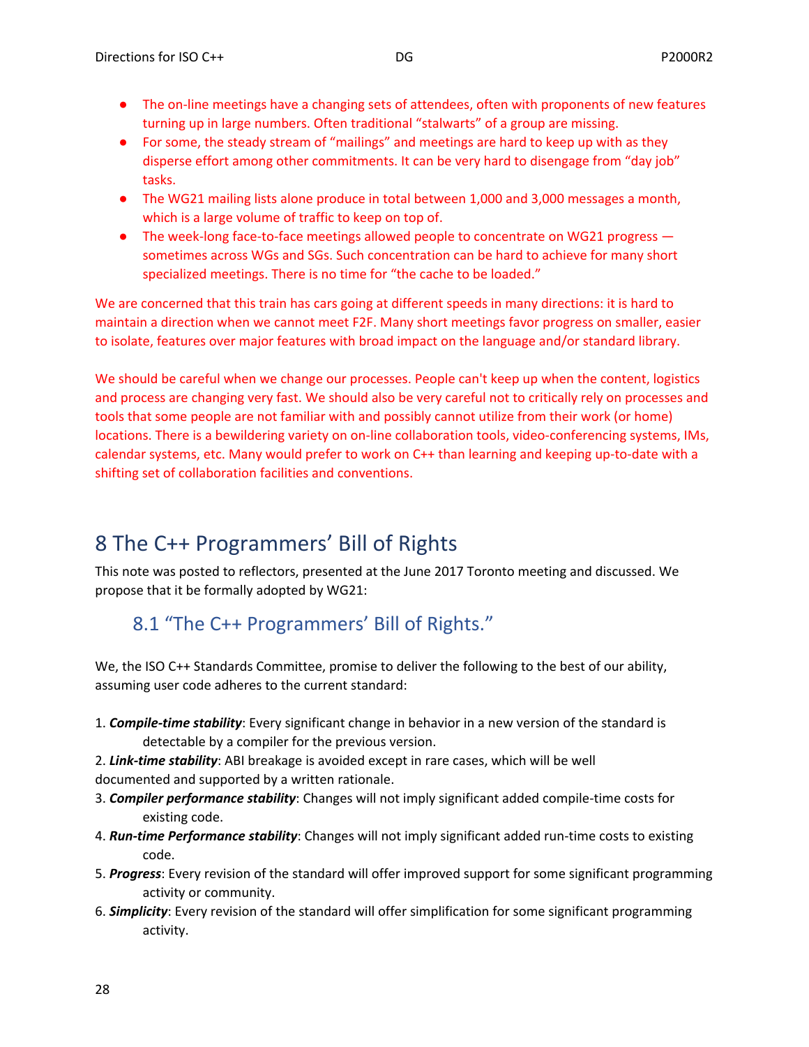- The on-line meetings have a changing sets of attendees, often with proponents of new features turning up in large numbers. Often traditional "stalwarts" of a group are missing.
- For some, the steady stream of "mailings" and meetings are hard to keep up with as they disperse effort among other commitments. It can be very hard to disengage from "day job" tasks.
- The WG21 mailing lists alone produce in total between 1,000 and 3,000 messages a month, which is a large volume of traffic to keep on top of.
- The week-long face-to-face meetings allowed people to concentrate on WG21 progress — sometimes across WGs and SGs. Such concentration can be hard to achieve for many short specialized meetings. There is no time for "the cache to be loaded."

We are concerned that this train has cars going at different speeds in many directions: it is hard to maintain a direction when we cannot meet F2F. Many short meetings favor progress on smaller, easier to isolate, features over major features with broad impact on the language and/or standard library.

We should be careful when we change our processes. People can't keep up when the content, logistics and process are changing very fast. We should also be very careful not to critically rely on processes and tools that some people are not familiar with and possibly cannot utilize from their work (or home) locations. There is a bewildering variety on on-line collaboration tools, video-conferencing systems, IMs, calendar systems, etc. Many would prefer to work on C++ than learning and keeping up-to-date with a shifting set of collaboration facilities and conventions.

# 8 The C++ Programmers' Bill of Rights

This note was posted to reflectors, presented at the June 2017 Toronto meeting and discussed. We propose that it be formally adopted by WG21:

## 8.1 "The C++ Programmers' Bill of Rights."

We, the ISO C++ Standards Committee, promise to deliver the following to the best of our ability, assuming user code adheres to the current standard:

1. ***Compile-time stability***: Every significant change in behavior in a new version of the standard is detectable by a compiler for the previous version.
2. ***Link-time stability***: ABI breakage is avoided except in rare cases, which will be well documented and supported by a written rationale.
3. ***Compiler performance stability***: Changes will not imply significant added compile-time costs for existing code.
4. ***Run-time Performance stability***: Changes will not imply significant added run-time costs to existing code.
5. ***Progress***: Every revision of the standard will offer improved support for some significant programming activity or community.
6. ***Simplicity***: Every revision of the standard will offer simplification for some significant programming activity.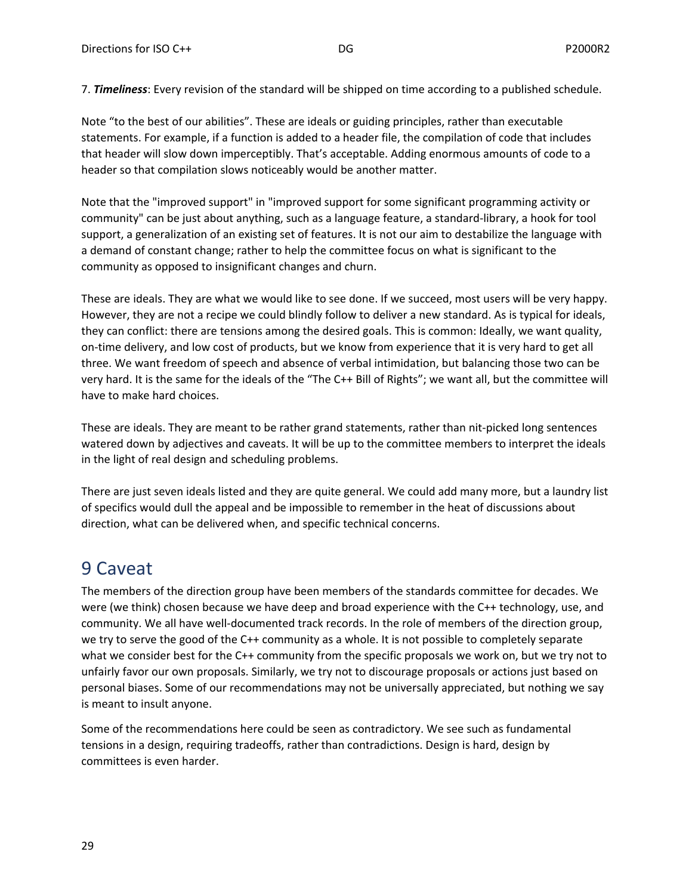7. ***Timeliness***: Every revision of the standard will be shipped on time according to a published schedule.

Note “to the best of our abilities”. These are ideals or guiding principles, rather than executable statements. For example, if a function is added to a header file, the compilation of code that includes that header will slow down imperceptibly. That’s acceptable. Adding enormous amounts of code to a header so that compilation slows noticeably would be another matter.

Note that the "improved support" in "improved support for some significant programming activity or community" can be just about anything, such as a language feature, a standard-library, a hook for tool support, a generalization of an existing set of features. It is not our aim to destabilize the language with a demand of constant change; rather to help the committee focus on what is significant to the community as opposed to insignificant changes and churn.

These are ideals. They are what we would like to see done. If we succeed, most users will be very happy. However, they are not a recipe we could blindly follow to deliver a new standard. As is typical for ideals, they can conflict: there are tensions among the desired goals. This is common: Ideally, we want quality, on-time delivery, and low cost of products, but we know from experience that it is very hard to get all three. We want freedom of speech and absence of verbal intimidation, but balancing those two can be very hard. It is the same for the ideals of the “The C++ Bill of Rights”; we want all, but the committee will have to make hard choices.

These are ideals. They are meant to be rather grand statements, rather than nit-picked long sentences watered down by adjectives and caveats. It will be up to the committee members to interpret the ideals in the light of real design and scheduling problems.

There are just seven ideals listed and they are quite general. We could add many more, but a laundry list of specifics would dull the appeal and be impossible to remember in the heat of discussions about direction, what can be delivered when, and specific technical concerns.

# 9 Caveat

The members of the direction group have been members of the standards committee for decades. We were (we think) chosen because we have deep and broad experience with the C++ technology, use, and community. We all have well-documented track records. In the role of members of the direction group, we try to serve the good of the C++ community as a whole. It is not possible to completely separate what we consider best for the C++ community from the specific proposals we work on, but we try not to unfairly favor our own proposals. Similarly, we try not to discourage proposals or actions just based on personal biases. Some of our recommendations may not be universally appreciated, but nothing we say is meant to insult anyone.

Some of the recommendations here could be seen as contradictory. We see such as fundamental tensions in a design, requiring tradeoffs, rather than contradictions. Design is hard, design by committees is even harder.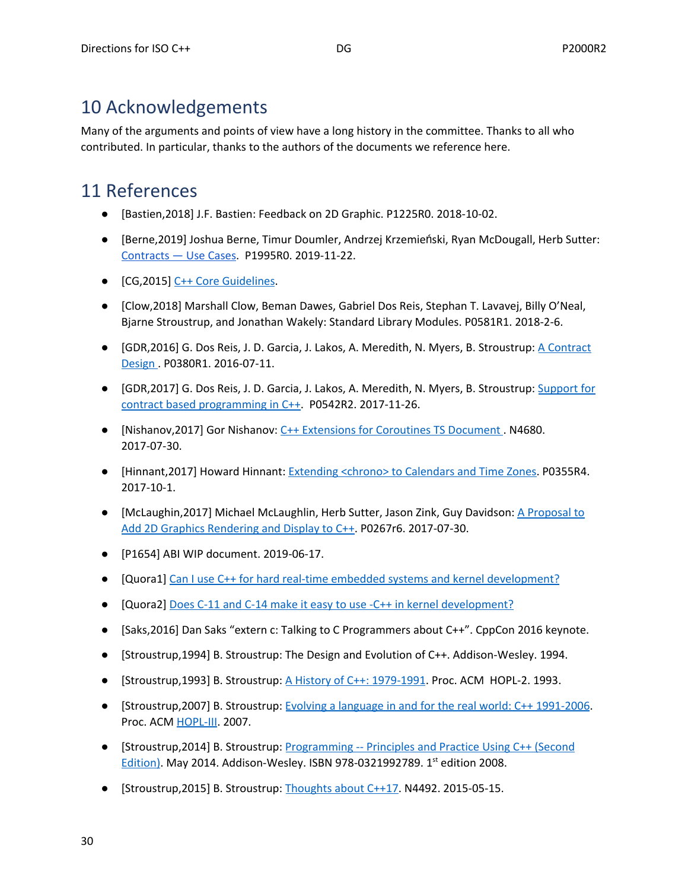## 10 Acknowledgements

Many of the arguments and points of view have a long history in the committee. Thanks to all who contributed. In particular, thanks to the authors of the documents we reference here.

## 11 References

- [Bastien,2018] J.F. Bastien: Feedback on 2D Graphic. P1225R0. 2018-10-02.
- [Berne,2019] Joshua Berne, Timur Doumler, Andrzej Krzemieński, Ryan McDougall, Herb Sutter: Contracts — Use Cases. P1995R0. 2019-11-22.
- [CG,2015] C++ Core Guidelines.
- [Clow,2018] Marshall Clow, Beman Dawes, Gabriel Dos Reis, Stephan T. Lavavej, Billy O'Neal, Bjarne Stroustrup, and Jonathan Wakely: Standard Library Modules. P0581R1. 2018-2-6.
- [GDR,2016] G. Dos Reis, J. D. Garcia, J. Lakos, A. Meredith, N. Myers, B. Stroustrup: A Contract Design . P0380R1. 2016-07-11.
- [GDR,2017] G. Dos Reis, J. D. Garcia, J. Lakos, A. Meredith, N. Myers, B. Stroustrup: Support for contract based programming in C++. P0542R2. 2017-11-26.
- [Nishanov,2017] Gor Nishanov: C++ Extensions for Coroutines TS Document . N4680. 2017-07-30.
- [Hinnant,2017] Howard Hinnant: Extending <chrono> to Calendars and Time Zones. P0355R4. 2017-10-1.
- [McLaughin,2017] Michael McLaughlin, Herb Sutter, Jason Zink, Guy Davidson: A Proposal to Add 2D Graphics Rendering and Display to C++. P0267r6. 2017-07-30.
- [P1654] ABI WIP document. 2019-06-17.
- [Quora1] Can I use C++ for hard real-time embedded systems and kernel development?
- [Quora2] Does C-11 and C-14 make it easy to use -C++ in kernel development?
- [Saks,2016] Dan Saks "extern c: Talking to C Programmers about C++". CppCon 2016 keynote.
- [Stroustrup,1994] B. Stroustrup: The Design and Evolution of C++. Addison-Wesley. 1994.
- [Stroustrup,1993] B. Stroustrup: A History of C++: 1979-1991. Proc. ACM HOPL-2. 1993.
- [Stroustrup,2007] B. Stroustrup: Evolving a language in and for the real world: C++ 1991-2006. Proc. ACM HOPL-III. 2007.
- [Stroustrup,2014] B. Stroustrup: Programming -- Principles and Practice Using C++ (Second Edition). May 2014. Addison-Wesley. ISBN 978-0321992789. 1st edition 2008.
- [Stroustrup,2015] B. Stroustrup: Thoughts about C++17. N4492. 2015-05-15.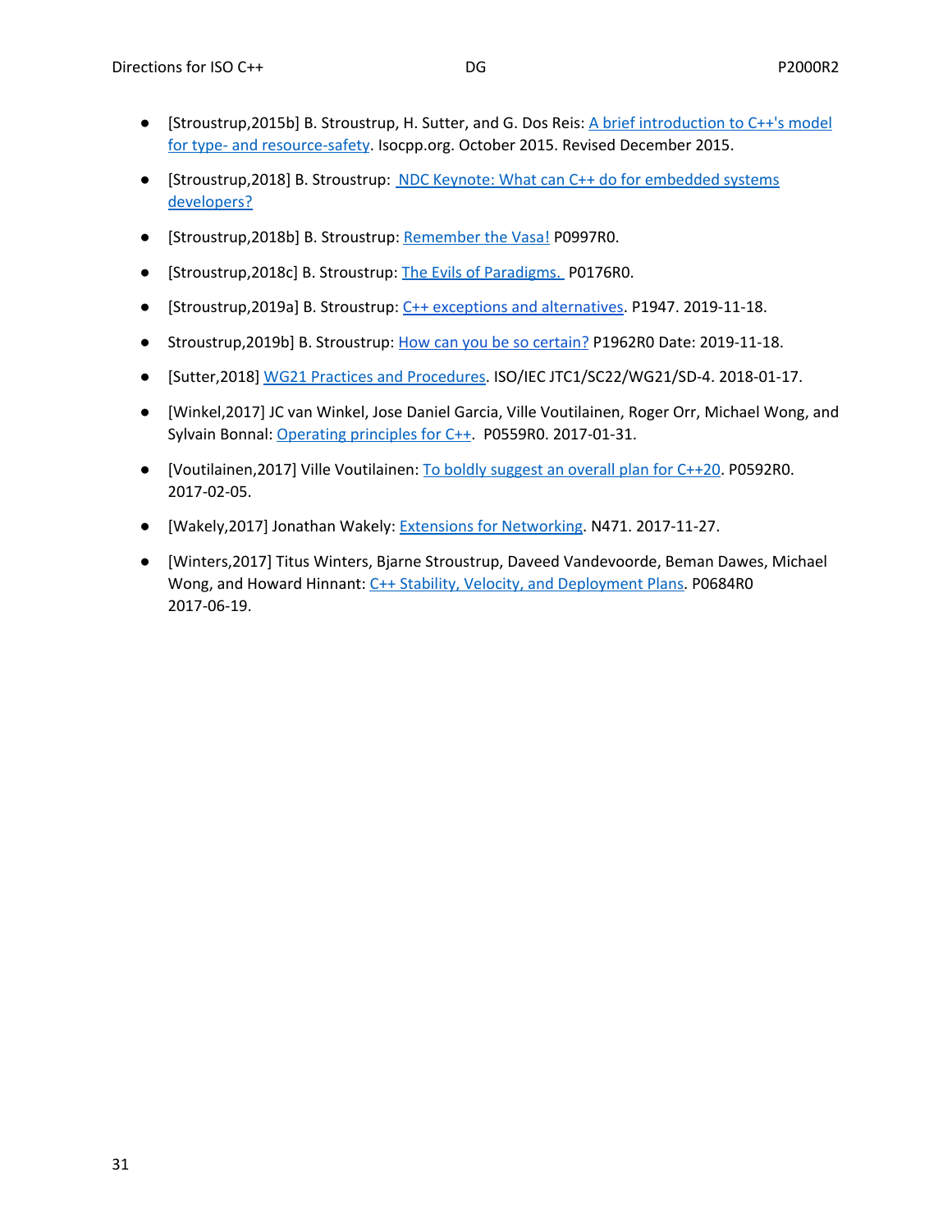- [Stroustrup,2015b] B. Stroustrup, H. Sutter, and G. Dos Reis: A brief introduction to C++'s model for type- and resource-safety. Isocpp.org. October 2015. Revised December 2015.
- [Stroustrup,2018] B. Stroustrup: NDC Keynote: What can C++ do for embedded systems developers?
- [Stroustrup,2018b] B. Stroustrup: Remember the Vasa! P0997R0.
- [Stroustrup,2018c] B. Stroustrup: The Evils of Paradigms. P0176R0.
- [Stroustrup,2019a] B. Stroustrup: C++ exceptions and alternatives. P1947. 2019-11-18.
- Stroustrup,2019b] B. Stroustrup: How can you be so certain? P1962R0 Date: 2019-11-18.
- [Sutter,2018] WG21 Practices and Procedures. ISO/IEC JTC1/SC22/WG21/SD-4. 2018-01-17.
- [Winkel,2017] JC van Winkel, Jose Daniel Garcia, Ville Voutilainen, Roger Orr, Michael Wong, and Sylvain Bonnal: Operating principles for C++. P0559R0. 2017-01-31.
- [Voutilainen,2017] Ville Voutilainen: To boldly suggest an overall plan for C++20. P0592R0. 2017-02-05.
- [Wakely,2017] Jonathan Wakely: Extensions for Networking. N471. 2017-11-27.
- [Winters,2017] Titus Winters, Bjarne Stroustrup, Daveed Vandevoorde, Beman Dawes, Michael Wong, and Howard Hinnant: C++ Stability, Velocity, and Deployment Plans. P0684R0 2017-06-19.